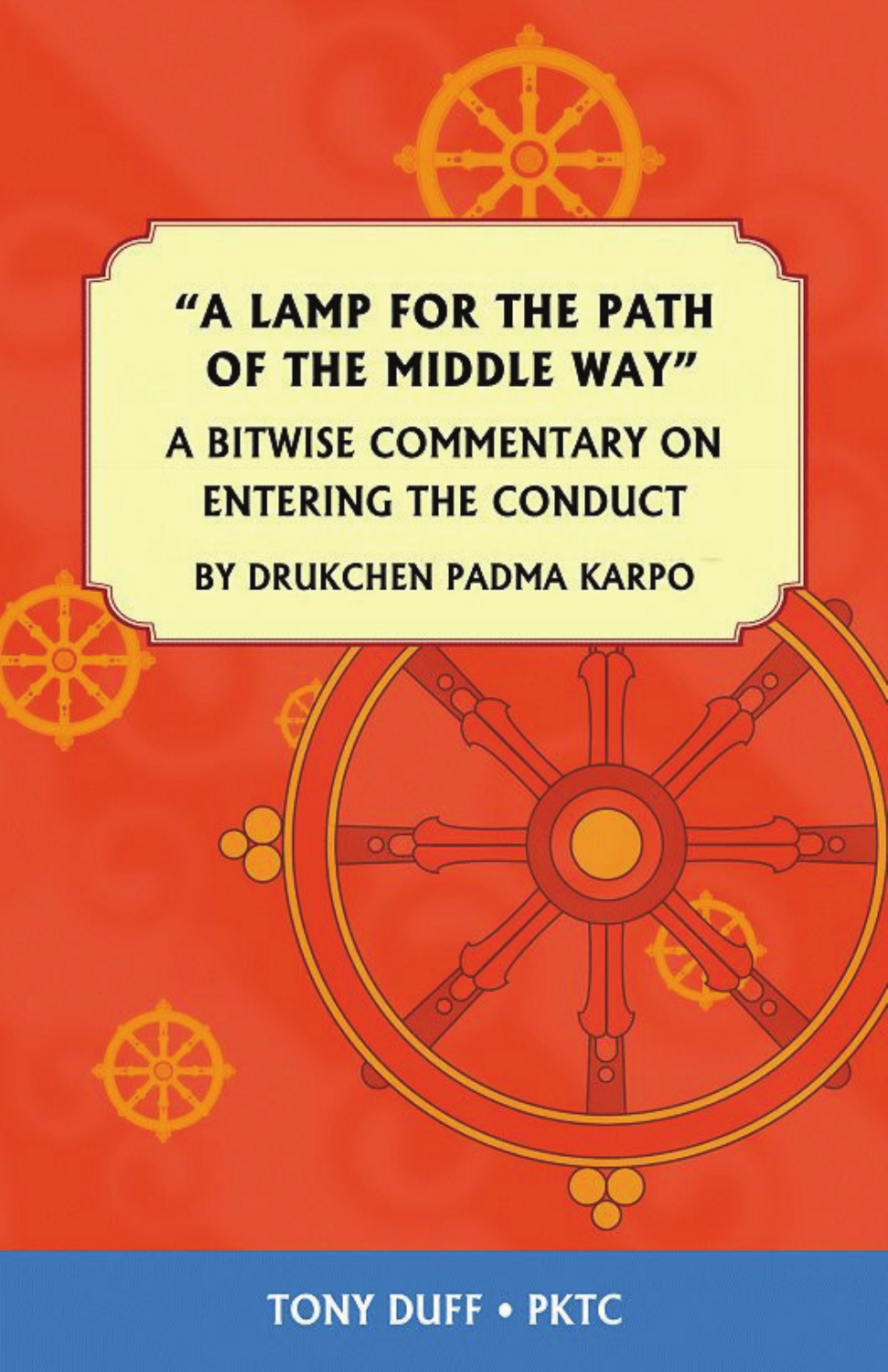# "A LAMP FOR THE PATH OF THE MIDDLE WAY"

## A BITWISE COMMENTARY ON ENTERING THE CONDUCT

BY DRUKCHEN PADMA KARPO

TONY DUFF • PKTC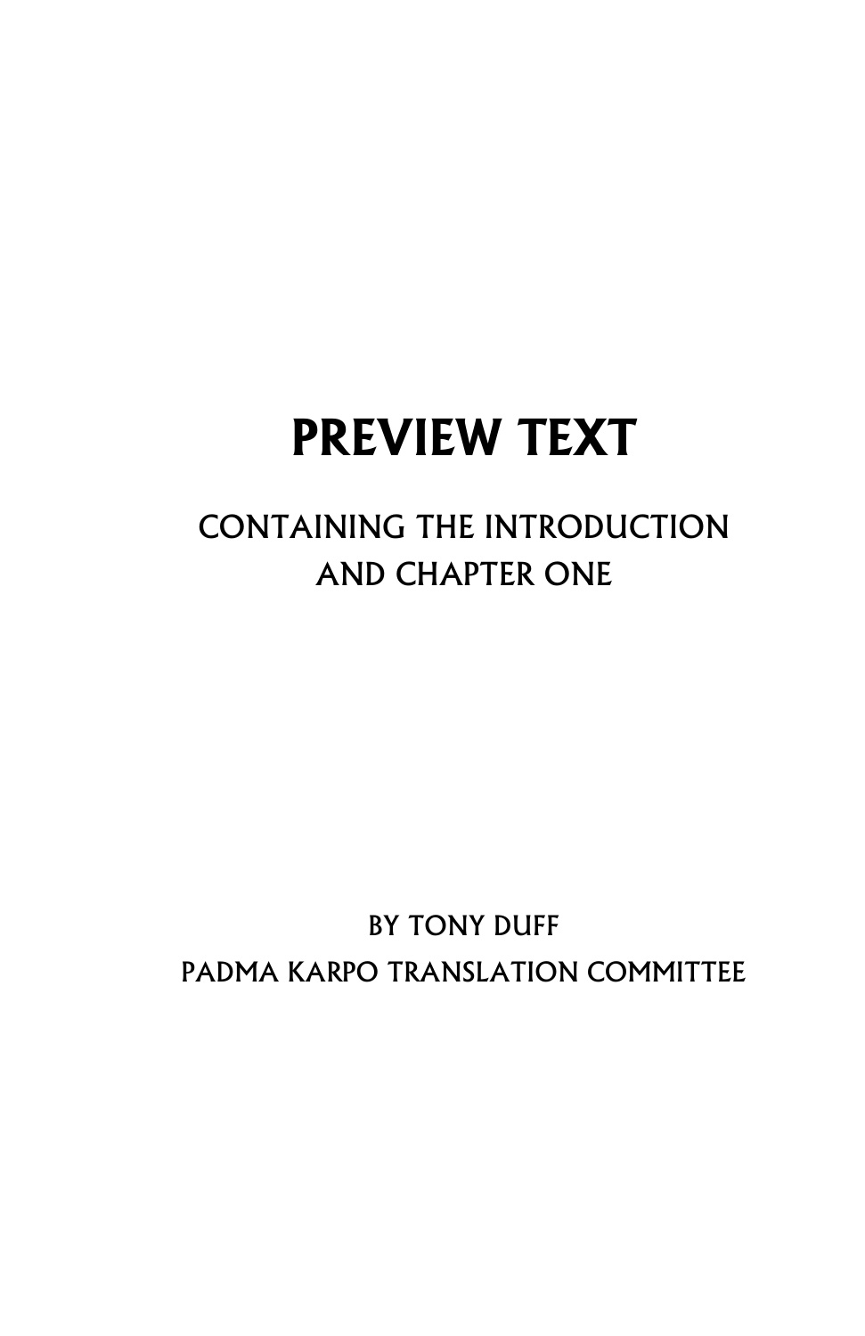# PREVIEW TEXT

CONTAINING THE INTRODUCTION
AND CHAPTER ONE

BY TONY DUFF
PADMA KARPO TRANSLATION COMMITTEE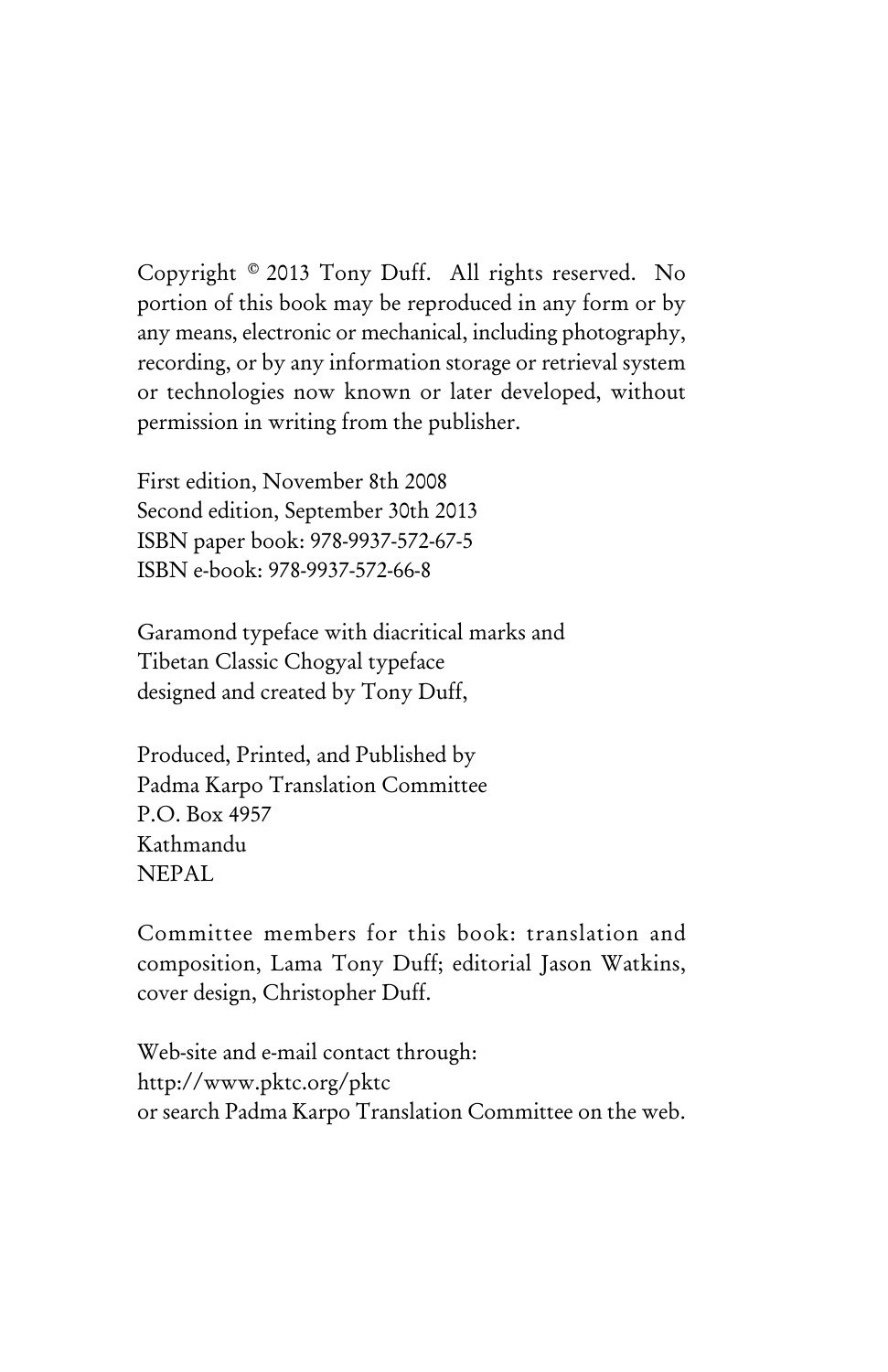Copyright © 2013 Tony Duff. All rights reserved. No portion of this book may be reproduced in any form or by any means, electronic or mechanical, including photography, recording, or by any information storage or retrieval system or technologies now known or later developed, without permission in writing from the publisher.

First edition, November 8th 2008
Second edition, September 30th 2013
ISBN paper book: 978-9937-572-67-5
ISBN e-book: 978-9937-572-66-8

Garamond typeface with diacritical marks and
Tibetan Classic Chogyal typeface
designed and created by Tony Duff,

Produced, Printed, and Published by
Padma Karpo Translation Committee
P.O. Box 4957
Kathmandu
NEPAL

Committee members for this book: translation and composition, Lama Tony Duff; editorial Jason Watkins, cover design, Christopher Duff.

Web-site and e-mail contact through:
http://www.pktc.org/pktc
or search Padma Karpo Translation Committee on the web.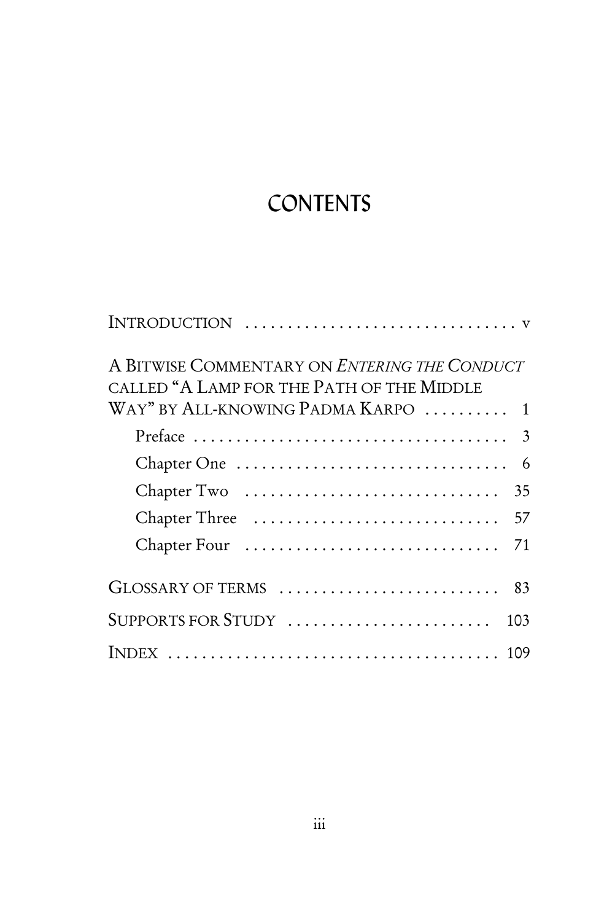# CONTENTS

Introduction ..... v

A Bitwise Commentary on *Entering the Conduct* called "A Lamp for the Path of the Middle Way" by All-knowing Padma Karpo ..... 1

- Preface ..... 3
- Chapter One ..... 6
- Chapter Two ..... 35
- Chapter Three ..... 57
- Chapter Four ..... 71

Glossary of terms ..... 83

Supports for Study ..... 103

Index ..... 109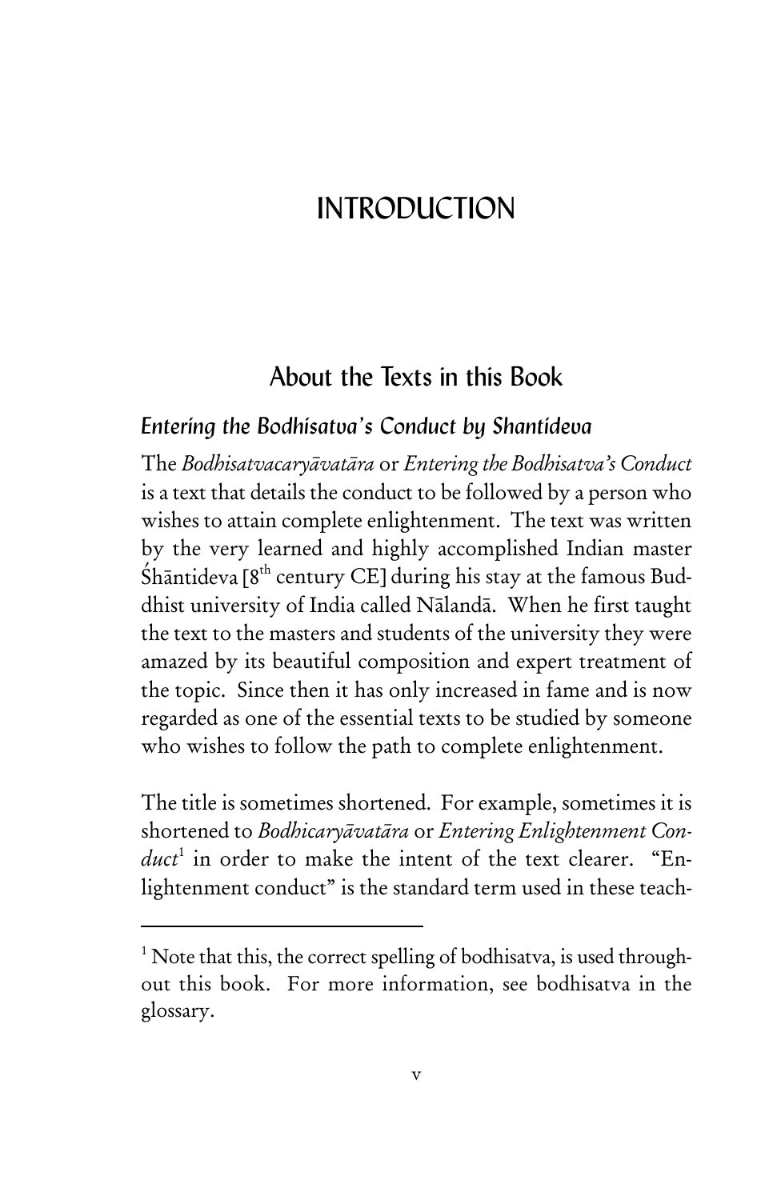# INTRODUCTION

## About the Texts in this Book

### *Entering the Bodhisatva's Conduct by Shantideva*

The *Bodhisatvacaryāvatāra* or *Entering the Bodhisatva's Conduct* is a text that details the conduct to be followed by a person who wishes to attain complete enlightenment. The text was written by the very learned and highly accomplished Indian master Śhāntideva [8th century CE] during his stay at the famous Buddhist university of India called Nālandā. When he first taught the text to the masters and students of the university they were amazed by its beautiful composition and expert treatment of the topic. Since then it has only increased in fame and is now regarded as one of the essential texts to be studied by someone who wishes to follow the path to complete enlightenment.

The title is sometimes shortened. For example, sometimes it is shortened to *Bodhicaryāvatāra* or *Entering Enlightenment Conduct*[1] in order to make the intent of the text clearer. "Enlightenment conduct" is the standard term used in these teach-

[1] Note that this, the correct spelling of bodhisatva, is used throughout this book. For more information, see bodhisatva in the glossary.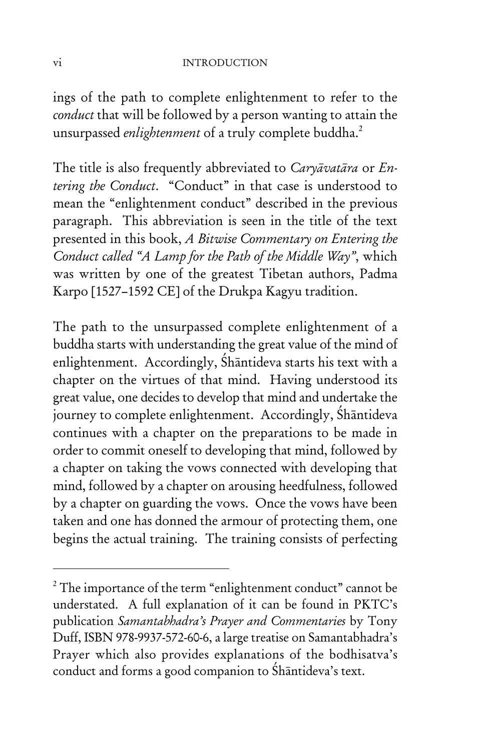ings of the path to complete enlightenment to refer to the *conduct* that will be followed by a person wanting to attain the unsurpassed *enlightenment* of a truly complete buddha.[2]

The title is also frequently abbreviated to *Caryāvatāra* or *Entering the Conduct*. "Conduct" in that case is understood to mean the "enlightenment conduct" described in the previous paragraph. This abbreviation is seen in the title of the text presented in this book, *A Bitwise Commentary on Entering the Conduct called "A Lamp for the Path of the Middle Way"*, which was written by one of the greatest Tibetan authors, Padma Karpo [1527–1592 CE] of the Drukpa Kagyu tradition.

The path to the unsurpassed complete enlightenment of a buddha starts with understanding the great value of the mind of enlightenment. Accordingly, Śhāntideva starts his text with a chapter on the virtues of that mind. Having understood its great value, one decides to develop that mind and undertake the journey to complete enlightenment. Accordingly, Śhāntideva continues with a chapter on the preparations to be made in order to commit oneself to developing that mind, followed by a chapter on taking the vows connected with developing that mind, followed by a chapter on arousing heedfulness, followed by a chapter on guarding the vows. Once the vows have been taken and one has donned the armour of protecting them, one begins the actual training. The training consists of perfecting

---

[2] The importance of the term "enlightenment conduct" cannot be understated. A full explanation of it can be found in PKTC's publication *Samantabhadra's Prayer and Commentaries* by Tony Duff, ISBN 978-9937-572-60-6, a large treatise on Samantabhadra's Prayer which also provides explanations of the bodhisatva's conduct and forms a good companion to Śhāntideva's text.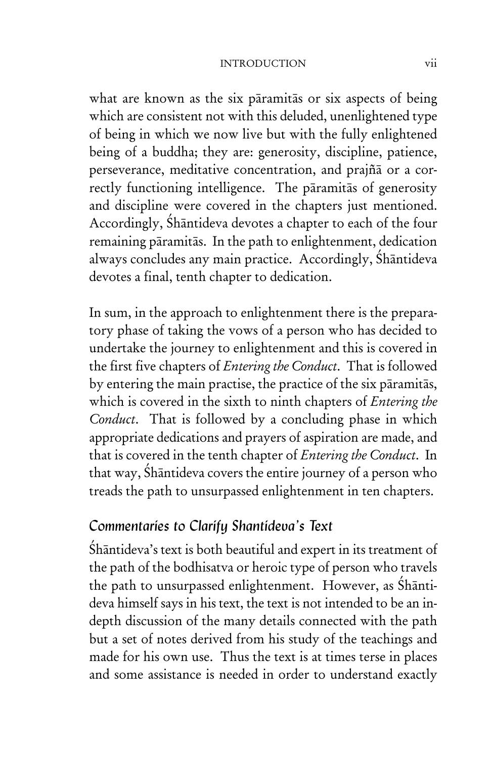what are known as the six pāramitās or six aspects of being which are consistent not with this deluded, unenlightened type of being in which we now live but with the fully enlightened being of a buddha; they are: generosity, discipline, patience, perseverance, meditative concentration, and prajñā or a correctly functioning intelligence. The pāramitās of generosity and discipline were covered in the chapters just mentioned. Accordingly, Śhāntideva devotes a chapter to each of the four remaining pāramitās. In the path to enlightenment, dedication always concludes any main practice. Accordingly, Śhāntideva devotes a final, tenth chapter to dedication.

In sum, in the approach to enlightenment there is the preparatory phase of taking the vows of a person who has decided to undertake the journey to enlightenment and this is covered in the first five chapters of *Entering the Conduct*. That is followed by entering the main practise, the practice of the six pāramitās, which is covered in the sixth to ninth chapters of *Entering the Conduct*. That is followed by a concluding phase in which appropriate dedications and prayers of aspiration are made, and that is covered in the tenth chapter of *Entering the Conduct*. In that way, Śhāntideva covers the entire journey of a person who treads the path to unsurpassed enlightenment in ten chapters.

## *Commentaries to Clarify Shantideva's Text*

Śhāntideva's text is both beautiful and expert in its treatment of the path of the bodhisatva or heroic type of person who travels the path to unsurpassed enlightenment. However, as Śhāntideva himself says in his text, the text is not intended to be an in-depth discussion of the many details connected with the path but a set of notes derived from his study of the teachings and made for his own use. Thus the text is at times terse in places and some assistance is needed in order to understand exactly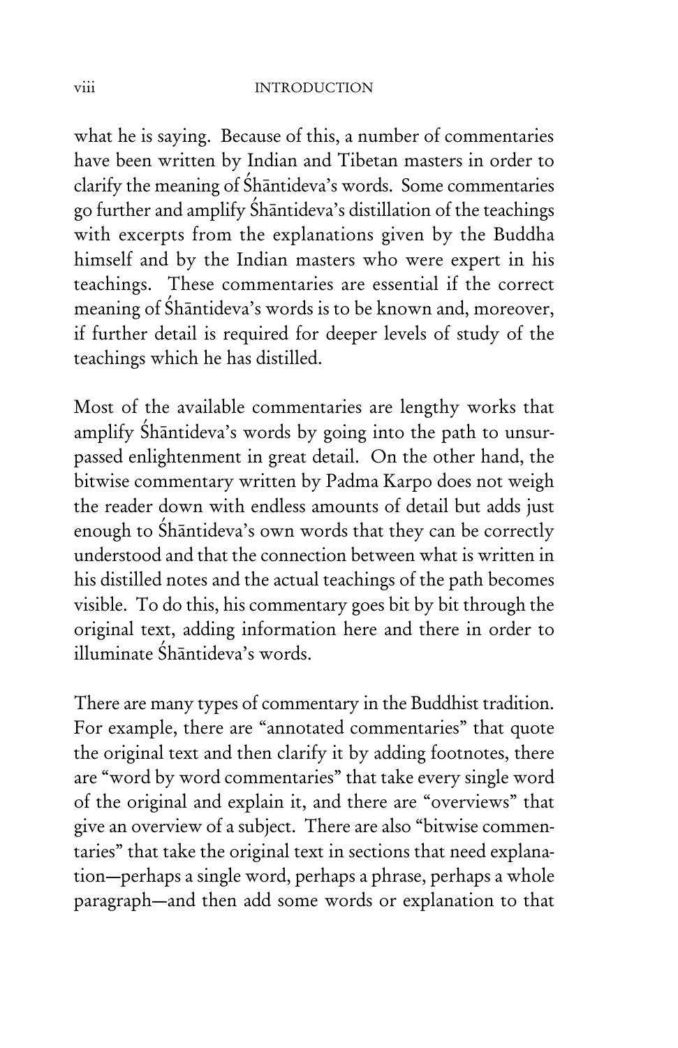what he is saying. Because of this, a number of commentaries have been written by Indian and Tibetan masters in order to clarify the meaning of Śhāntideva's words. Some commentaries go further and amplify Śhāntideva's distillation of the teachings with excerpts from the explanations given by the Buddha himself and by the Indian masters who were expert in his teachings. These commentaries are essential if the correct meaning of Śhāntideva's words is to be known and, moreover, if further detail is required for deeper levels of study of the teachings which he has distilled.

Most of the available commentaries are lengthy works that amplify Śhāntideva's words by going into the path to unsurpassed enlightenment in great detail. On the other hand, the bitwise commentary written by Padma Karpo does not weigh the reader down with endless amounts of detail but adds just enough to Śhāntideva's own words that they can be correctly understood and that the connection between what is written in his distilled notes and the actual teachings of the path becomes visible. To do this, his commentary goes bit by bit through the original text, adding information here and there in order to illuminate Śhāntideva's words.

There are many types of commentary in the Buddhist tradition. For example, there are "annotated commentaries" that quote the original text and then clarify it by adding footnotes, there are "word by word commentaries" that take every single word of the original and explain it, and there are "overviews" that give an overview of a subject. There are also "bitwise commentaries" that take the original text in sections that need explanation—perhaps a single word, perhaps a phrase, perhaps a whole paragraph—and then add some words or explanation to that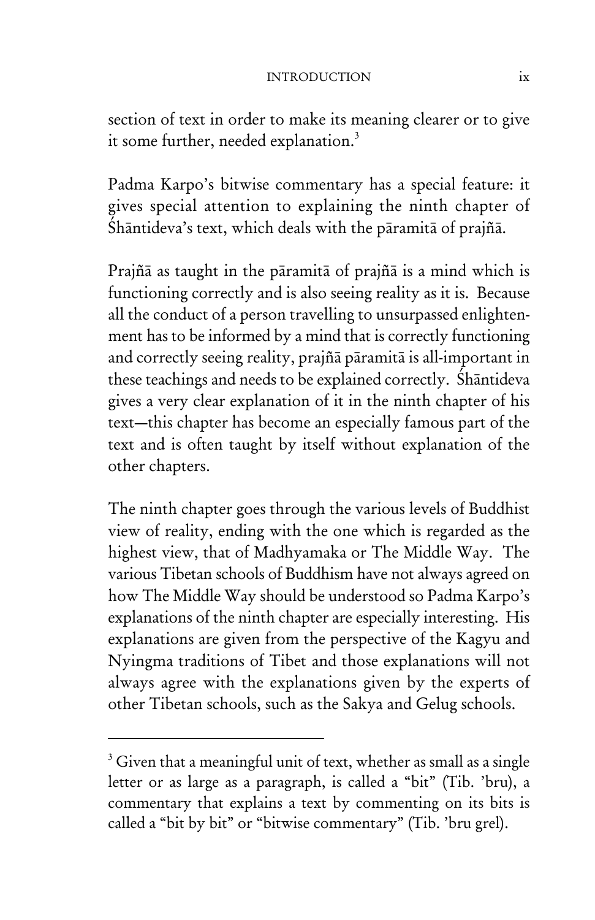section of text in order to make its meaning clearer or to give it some further, needed explanation.[3]

Padma Karpo's bitwise commentary has a special feature: it gives special attention to explaining the ninth chapter of Śhāntideva's text, which deals with the pāramitā of prajñā.

Prajñā as taught in the pāramitā of prajñā is a mind which is functioning correctly and is also seeing reality as it is. Because all the conduct of a person travelling to unsurpassed enlightenment has to be informed by a mind that is correctly functioning and correctly seeing reality, prajñā pāramitā is all-important in these teachings and needs to be explained correctly. Śhāntideva gives a very clear explanation of it in the ninth chapter of his text—this chapter has become an especially famous part of the text and is often taught by itself without explanation of the other chapters.

The ninth chapter goes through the various levels of Buddhist view of reality, ending with the one which is regarded as the highest view, that of Madhyamaka or The Middle Way. The various Tibetan schools of Buddhism have not always agreed on how The Middle Way should be understood so Padma Karpo's explanations of the ninth chapter are especially interesting. His explanations are given from the perspective of the Kagyu and Nyingma traditions of Tibet and those explanations will not always agree with the explanations given by the experts of other Tibetan schools, such as the Sakya and Gelug schools.

---

[3] Given that a meaningful unit of text, whether as small as a single letter or as large as a paragraph, is called a "bit" (Tib. 'bru), a commentary that explains a text by commenting on its bits is called a "bit by bit" or "bitwise commentary" (Tib. 'bru grel).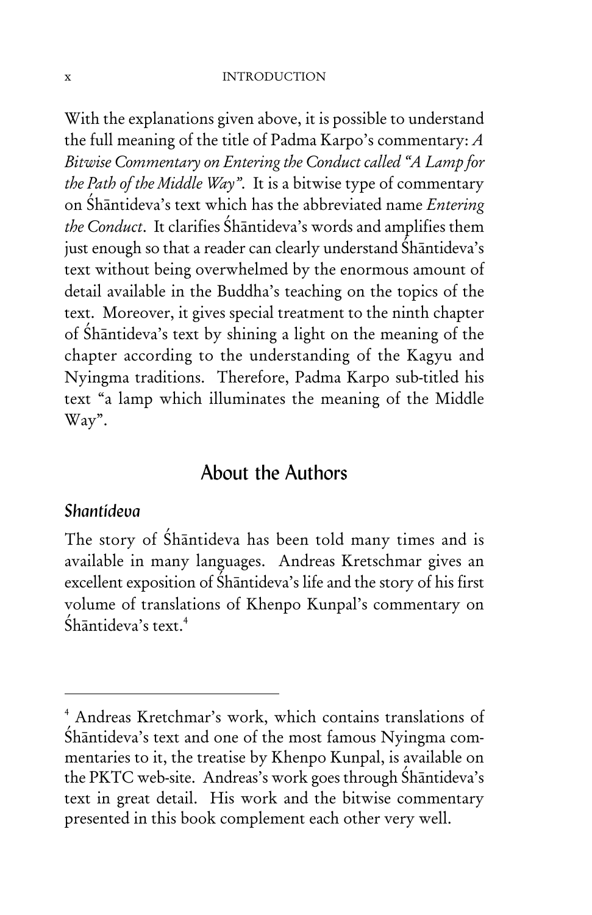With the explanations given above, it is possible to understand the full meaning of the title of Padma Karpo's commentary: *A Bitwise Commentary on Entering the Conduct called "A Lamp for the Path of the Middle Way"*. It is a bitwise type of commentary on Śhāntideva's text which has the abbreviated name *Entering the Conduct*. It clarifies Śhāntideva's words and amplifies them just enough so that a reader can clearly understand Śhāntideva's text without being overwhelmed by the enormous amount of detail available in the Buddha's teaching on the topics of the text. Moreover, it gives special treatment to the ninth chapter of Śhāntideva's text by shining a light on the meaning of the chapter according to the understanding of the Kagyu and Nyingma traditions. Therefore, Padma Karpo sub-titled his text "a lamp which illuminates the meaning of the Middle Way".

## About the Authors

### *Shantideva*

The story of Śhāntideva has been told many times and is available in many languages. Andreas Kretschmar gives an excellent exposition of Śhāntideva's life and the story of his first volume of translations of Khenpo Kunpal's commentary on Śhāntideva's text.[4]

---

[4] Andreas Kretchmar's work, which contains translations of Śhāntideva's text and one of the most famous Nyingma commentaries to it, the treatise by Khenpo Kunpal, is available on the PKTC web-site. Andreas's work goes through Śhāntideva's text in great detail. His work and the bitwise commentary presented in this book complement each other very well.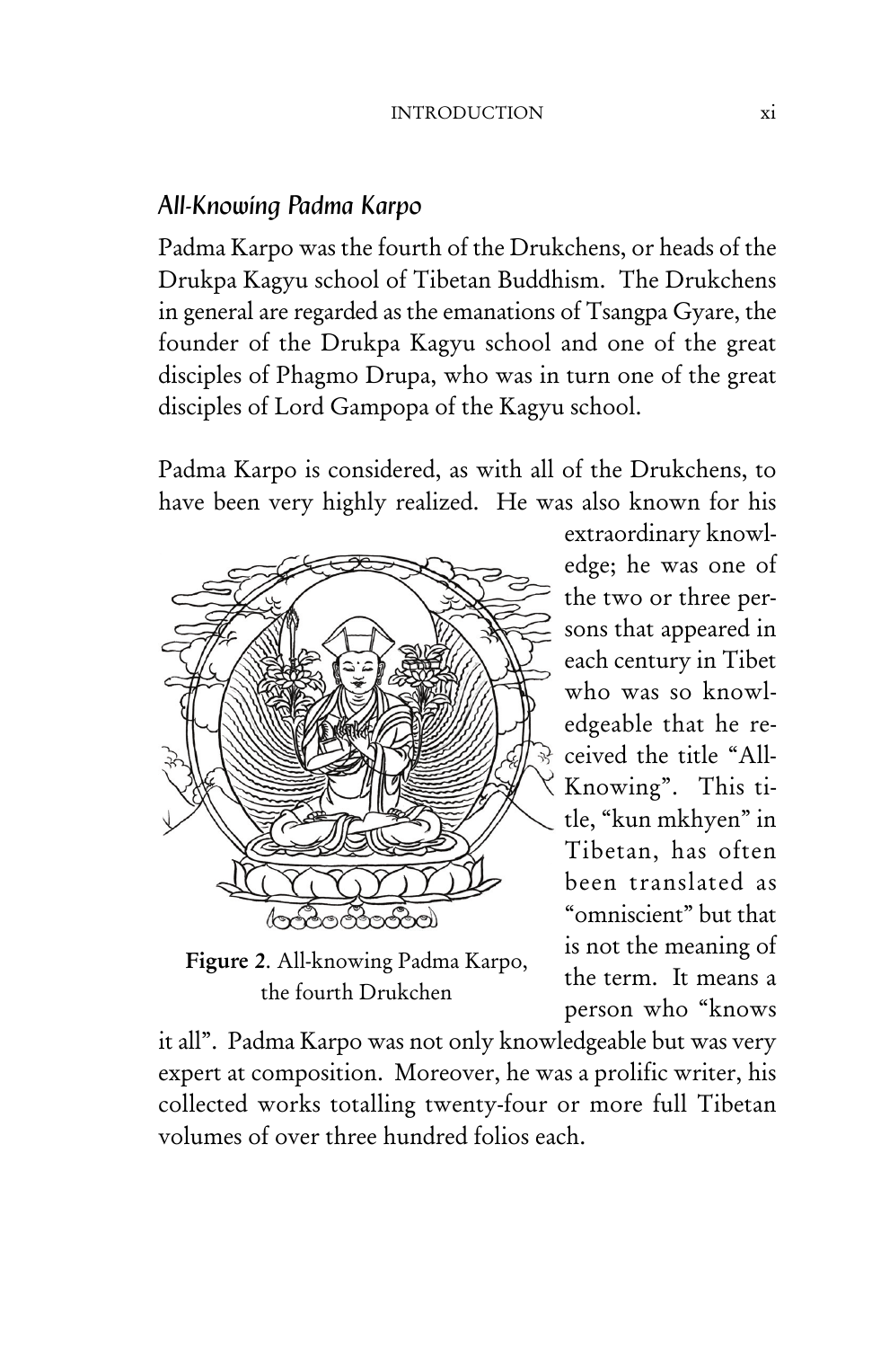## All-Knowing Padma Karpo

Padma Karpo was the fourth of the Drukchens, or heads of the Drukpa Kagyu school of Tibetan Buddhism. The Drukchens in general are regarded as the emanations of Tsangpa Gyare, the founder of the Drukpa Kagyu school and one of the great disciples of Phagmo Drupa, who was in turn one of the great disciples of Lord Gampopa of the Kagyu school.

Padma Karpo is considered, as with all of the Drukchens, to have been very highly realized. He was also known for his extraordinary knowledge; he was one of the two or three persons that appeared in each century in Tibet who was so knowledgeable that he received the title "All-Knowing". This title, "kun mkhyen" in Tibetan, has often been translated as "omniscient" but that is not the meaning of the term. It means a person who "knows it all". Padma Karpo was not only knowledgeable but was very expert at composition. Moreover, he was a prolific writer, his collected works totalling twenty-four or more full Tibetan volumes of over three hundred folios each.

**Figure 2**. All-knowing Padma Karpo, the fourth Drukchen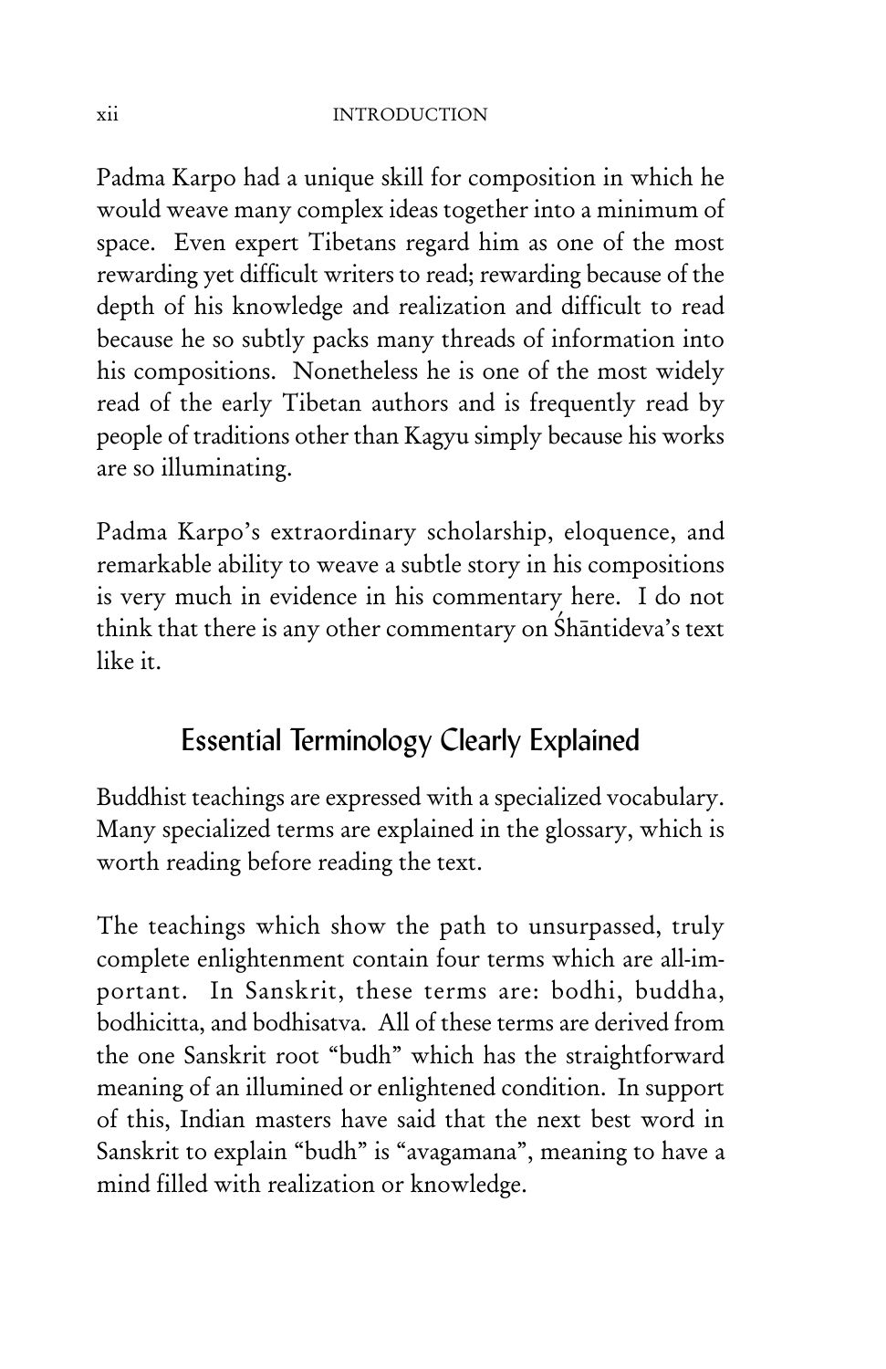Padma Karpo had a unique skill for composition in which he would weave many complex ideas together into a minimum of space. Even expert Tibetans regard him as one of the most rewarding yet difficult writers to read; rewarding because of the depth of his knowledge and realization and difficult to read because he so subtly packs many threads of information into his compositions. Nonetheless he is one of the most widely read of the early Tibetan authors and is frequently read by people of traditions other than Kagyu simply because his works are so illuminating.

Padma Karpo's extraordinary scholarship, eloquence, and remarkable ability to weave a subtle story in his compositions is very much in evidence in his commentary here. I do not think that there is any other commentary on Śhāntideva's text like it.

## Essential Terminology Clearly Explained

Buddhist teachings are expressed with a specialized vocabulary. Many specialized terms are explained in the glossary, which is worth reading before reading the text.

The teachings which show the path to unsurpassed, truly complete enlightenment contain four terms which are all-important. In Sanskrit, these terms are: bodhi, buddha, bodhicitta, and bodhisatva. All of these terms are derived from the one Sanskrit root "budh" which has the straightforward meaning of an illumined or enlightened condition. In support of this, Indian masters have said that the next best word in Sanskrit to explain "budh" is "avagamana", meaning to have a mind filled with realization or knowledge.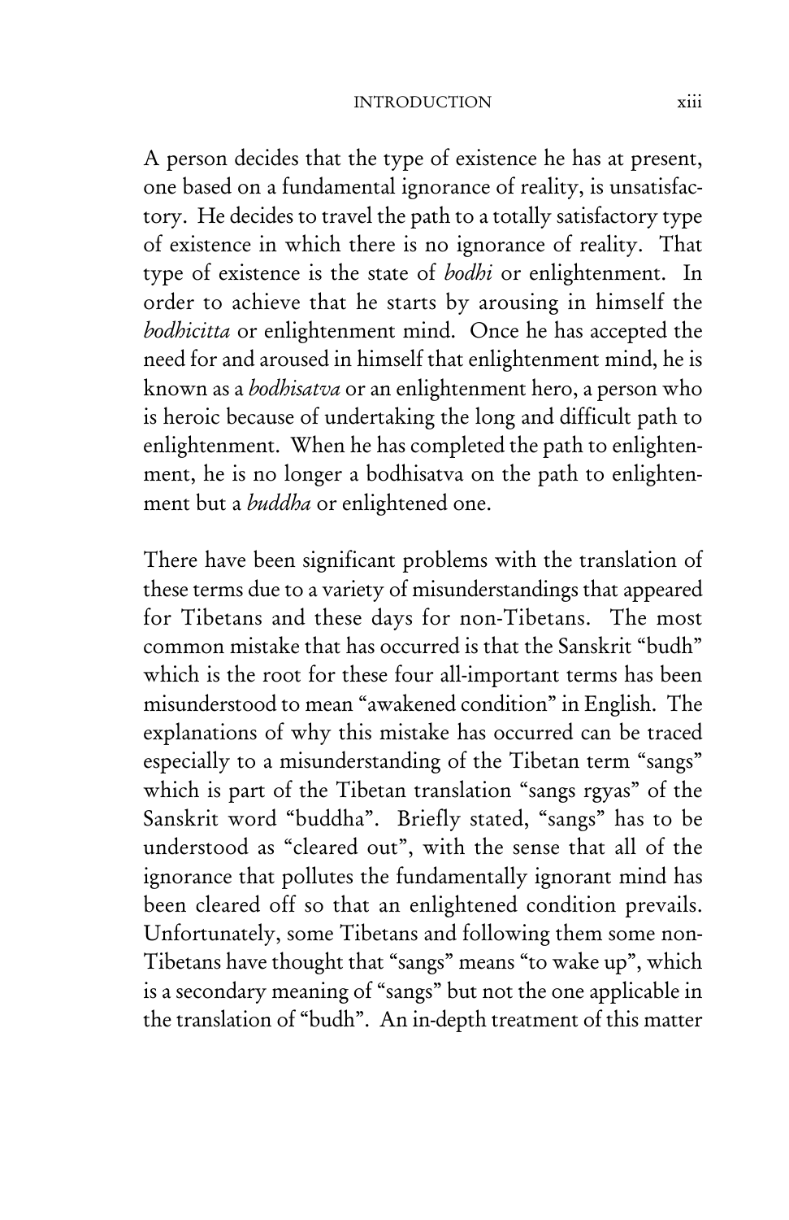A person decides that the type of existence he has at present, one based on a fundamental ignorance of reality, is unsatisfactory. He decides to travel the path to a totally satisfactory type of existence in which there is no ignorance of reality. That type of existence is the state of *bodhi* or enlightenment. In order to achieve that he starts by arousing in himself the *bodhicitta* or enlightenment mind. Once he has accepted the need for and aroused in himself that enlightenment mind, he is known as a *bodhisatva* or an enlightenment hero, a person who is heroic because of undertaking the long and difficult path to enlightenment. When he has completed the path to enlightenment, he is no longer a bodhisatva on the path to enlightenment but a *buddha* or enlightened one.

There have been significant problems with the translation of these terms due to a variety of misunderstandings that appeared for Tibetans and these days for non-Tibetans. The most common mistake that has occurred is that the Sanskrit "budh" which is the root for these four all-important terms has been misunderstood to mean "awakened condition" in English. The explanations of why this mistake has occurred can be traced especially to a misunderstanding of the Tibetan term "sangs" which is part of the Tibetan translation "sangs rgyas" of the Sanskrit word "buddha". Briefly stated, "sangs" has to be understood as "cleared out", with the sense that all of the ignorance that pollutes the fundamentally ignorant mind has been cleared off so that an enlightened condition prevails. Unfortunately, some Tibetans and following them some non-Tibetans have thought that "sangs" means "to wake up", which is a secondary meaning of "sangs" but not the one applicable in the translation of "budh". An in-depth treatment of this matter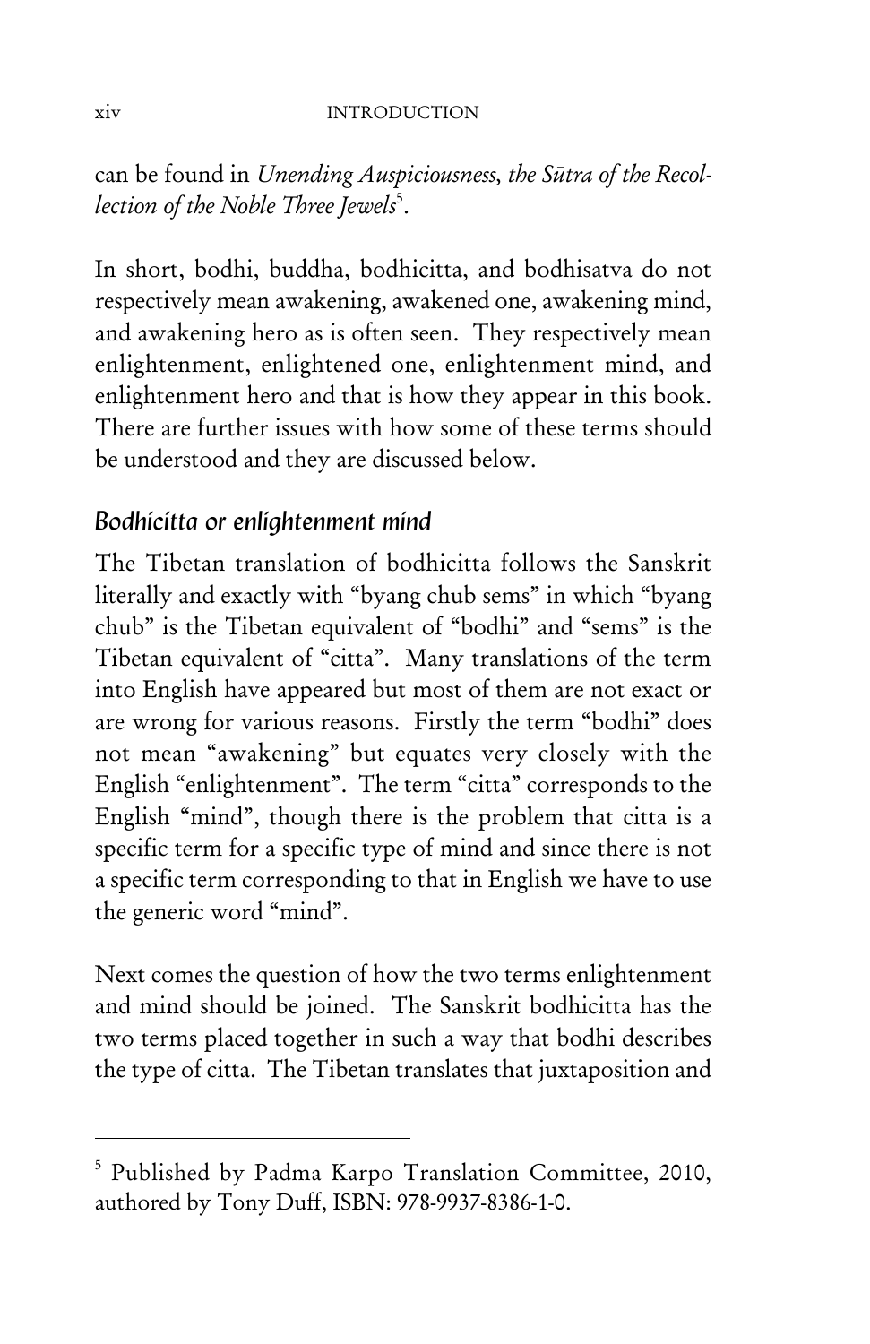can be found in *Unending Auspiciousness, the Sūtra of the Recollection of the Noble Three Jewels*[5].

In short, bodhi, buddha, bodhicitta, and bodhisatva do not respectively mean awakening, awakened one, awakening mind, and awakening hero as is often seen. They respectively mean enlightenment, enlightened one, enlightenment mind, and enlightenment hero and that is how they appear in this book. There are further issues with how some of these terms should be understood and they are discussed below.

### Bodhicitta or enlightenment mind

The Tibetan translation of bodhicitta follows the Sanskrit literally and exactly with "byang chub sems" in which "byang chub" is the Tibetan equivalent of "bodhi" and "sems" is the Tibetan equivalent of "citta". Many translations of the term into English have appeared but most of them are not exact or are wrong for various reasons. Firstly the term "bodhi" does not mean "awakening" but equates very closely with the English "enlightenment". The term "citta" corresponds to the English "mind", though there is the problem that citta is a specific term for a specific type of mind and since there is not a specific term corresponding to that in English we have to use the generic word "mind".

Next comes the question of how the two terms enlightenment and mind should be joined. The Sanskrit bodhicitta has the two terms placed together in such a way that bodhi describes the type of citta. The Tibetan translates that juxtaposition and

---

[5] Published by Padma Karpo Translation Committee, 2010, authored by Tony Duff, ISBN: 978-9937-8386-1-0.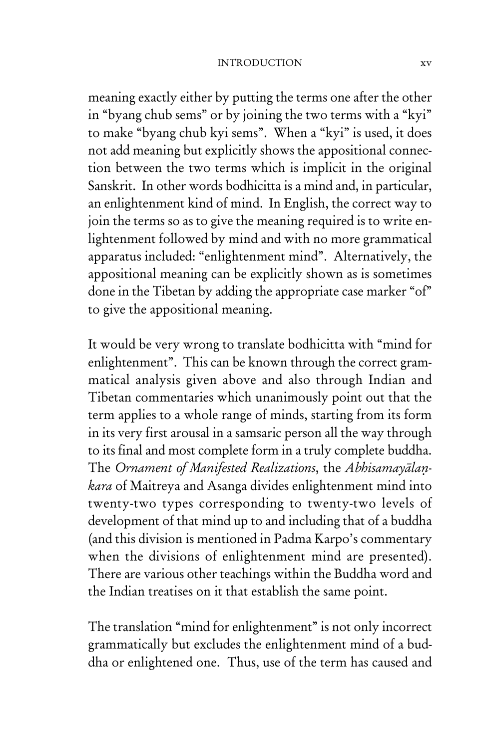meaning exactly either by putting the terms one after the other in "byang chub sems" or by joining the two terms with a "kyi" to make "byang chub kyi sems". When a "kyi" is used, it does not add meaning but explicitly shows the appositional connection between the two terms which is implicit in the original Sanskrit. In other words bodhicitta is a mind and, in particular, an enlightenment kind of mind. In English, the correct way to join the terms so as to give the meaning required is to write enlightenment followed by mind and with no more grammatical apparatus included: "enlightenment mind". Alternatively, the appositional meaning can be explicitly shown as is sometimes done in the Tibetan by adding the appropriate case marker "of" to give the appositional meaning.

It would be very wrong to translate bodhicitta with "mind for enlightenment". This can be known through the correct grammatical analysis given above and also through Indian and Tibetan commentaries which unanimously point out that the term applies to a whole range of minds, starting from its form in its very first arousal in a samsaric person all the way through to its final and most complete form in a truly complete buddha. The *Ornament of Manifested Realizations*, the *Abhisamayālaṇkara* of Maitreya and Asanga divides enlightenment mind into twenty-two types corresponding to twenty-two levels of development of that mind up to and including that of a buddha (and this division is mentioned in Padma Karpo's commentary when the divisions of enlightenment mind are presented). There are various other teachings within the Buddha word and the Indian treatises on it that establish the same point.

The translation "mind for enlightenment" is not only incorrect grammatically but excludes the enlightenment mind of a buddha or enlightened one. Thus, use of the term has caused and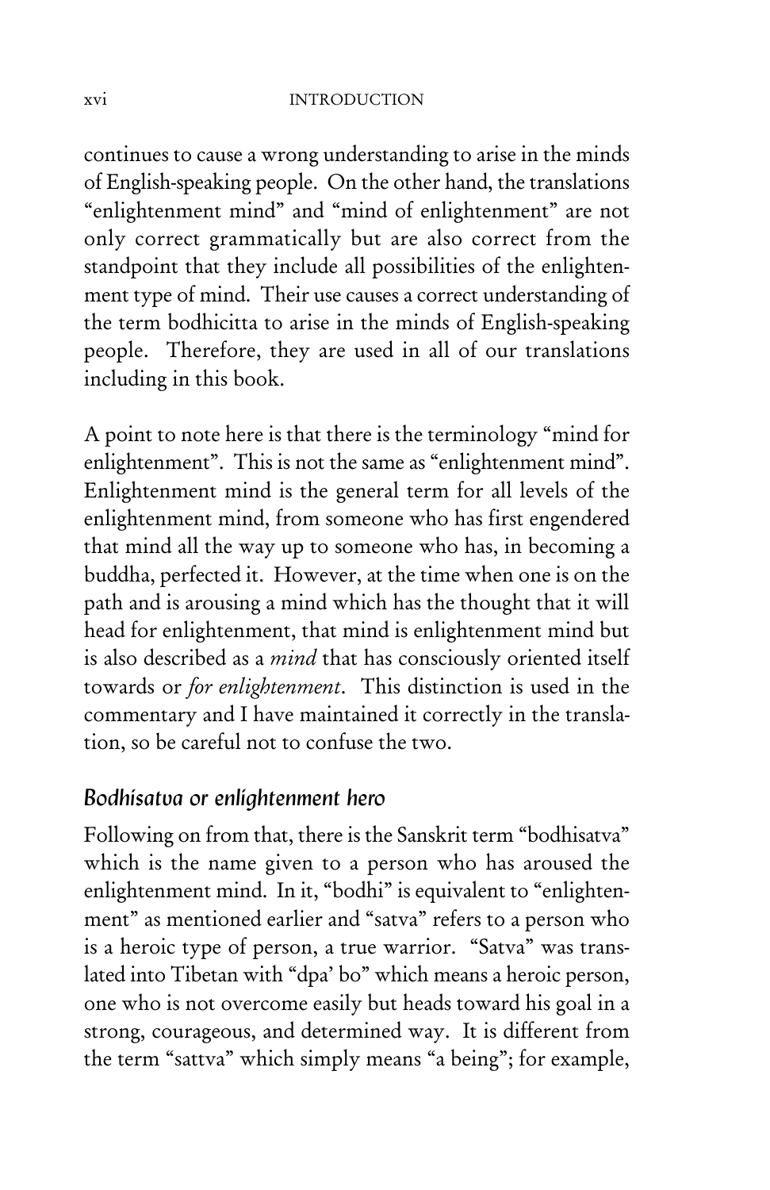continues to cause a wrong understanding to arise in the minds of English-speaking people. On the other hand, the translations "enlightenment mind" and "mind of enlightenment" are not only correct grammatically but are also correct from the standpoint that they include all possibilities of the enlightenment type of mind. Their use causes a correct understanding of the term bodhicitta to arise in the minds of English-speaking people. Therefore, they are used in all of our translations including in this book.

A point to note here is that there is the terminology "mind for enlightenment". This is not the same as "enlightenment mind". Enlightenment mind is the general term for all levels of the enlightenment mind, from someone who has first engendered that mind all the way up to someone who has, in becoming a buddha, perfected it. However, at the time when one is on the path and is arousing a mind which has the thought that it will head for enlightenment, that mind is enlightenment mind but is also described as a *mind* that has consciously oriented itself towards or *for enlightenment*. This distinction is used in the commentary and I have maintained it correctly in the translation, so be careful not to confuse the two.

### Bodhisatva or enlightenment hero

Following on from that, there is the Sanskrit term "bodhisatva" which is the name given to a person who has aroused the enlightenment mind. In it, "bodhi" is equivalent to "enlightenment" as mentioned earlier and "satva" refers to a person who is a heroic type of person, a true warrior. "Satva" was translated into Tibetan with "dpa' bo" which means a heroic person, one who is not overcome easily but heads toward his goal in a strong, courageous, and determined way. It is different from the term "sattva" which simply means "a being"; for example,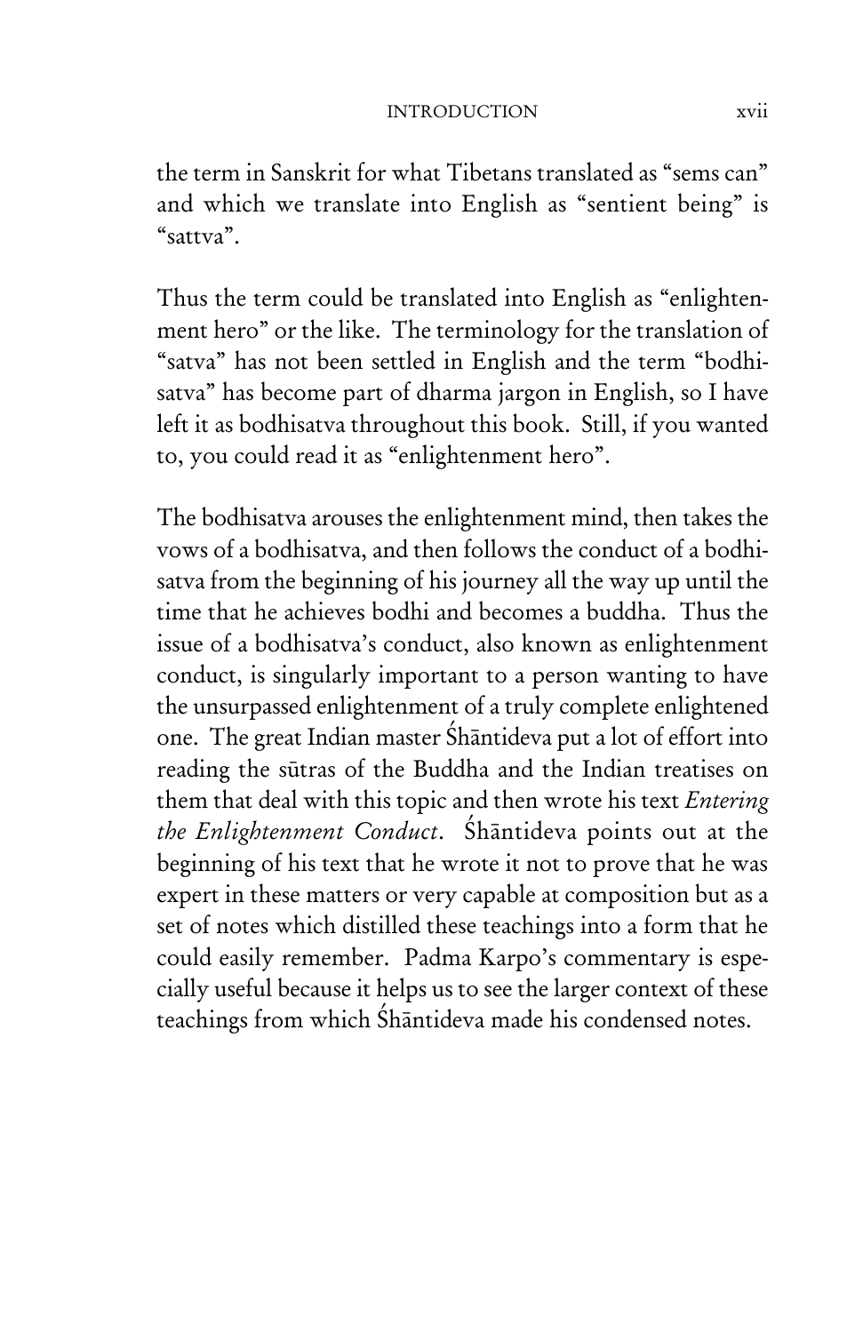the term in Sanskrit for what Tibetans translated as "sems can" and which we translate into English as "sentient being" is "sattva".

Thus the term could be translated into English as "enlightenment hero" or the like. The terminology for the translation of "satva" has not been settled in English and the term "bodhisatva" has become part of dharma jargon in English, so I have left it as bodhisatva throughout this book. Still, if you wanted to, you could read it as "enlightenment hero".

The bodhisatva arouses the enlightenment mind, then takes the vows of a bodhisatva, and then follows the conduct of a bodhisatva from the beginning of his journey all the way up until the time that he achieves bodhi and becomes a buddha. Thus the issue of a bodhisatva's conduct, also known as enlightenment conduct, is singularly important to a person wanting to have the unsurpassed enlightenment of a truly complete enlightened one. The great Indian master Śhāntideva put a lot of effort into reading the sūtras of the Buddha and the Indian treatises on them that deal with this topic and then wrote his text *Entering the Enlightenment Conduct*. Śhāntideva points out at the beginning of his text that he wrote it not to prove that he was expert in these matters or very capable at composition but as a set of notes which distilled these teachings into a form that he could easily remember. Padma Karpo's commentary is especially useful because it helps us to see the larger context of these teachings from which Śhāntideva made his condensed notes.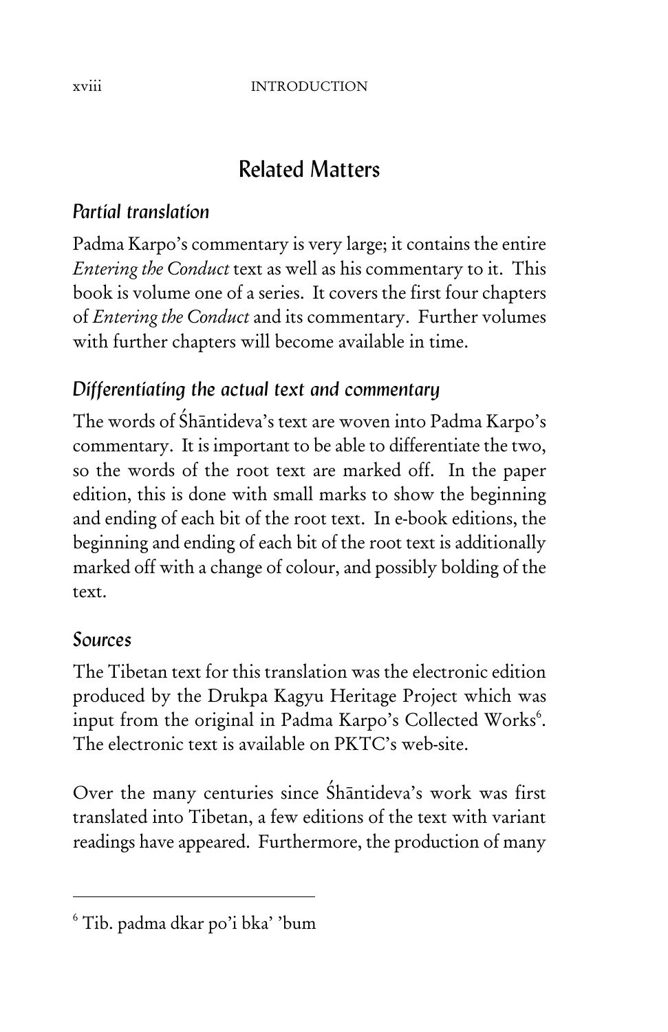## Related Matters

### *Partial translation*

Padma Karpo's commentary is very large; it contains the entire *Entering the Conduct* text as well as his commentary to it. This book is volume one of a series. It covers the first four chapters of *Entering the Conduct* and its commentary. Further volumes with further chapters will become available in time.

### *Differentiating the actual text and commentary*

The words of Śhāntideva's text are woven into Padma Karpo's commentary. It is important to be able to differentiate the two, so the words of the root text are marked off. In the paper edition, this is done with small marks to show the beginning and ending of each bit of the root text. In e-book editions, the beginning and ending of each bit of the root text is additionally marked off with a change of colour, and possibly bolding of the text.

### *Sources*

The Tibetan text for this translation was the electronic edition produced by the Drukpa Kagyu Heritage Project which was input from the original in Padma Karpo's Collected Works[6]. The electronic text is available on PKTC's web-site.

Over the many centuries since Śhāntideva's work was first translated into Tibetan, a few editions of the text with variant readings have appeared. Furthermore, the production of many

---

[6] Tib. padma dkar po'i bka' 'bum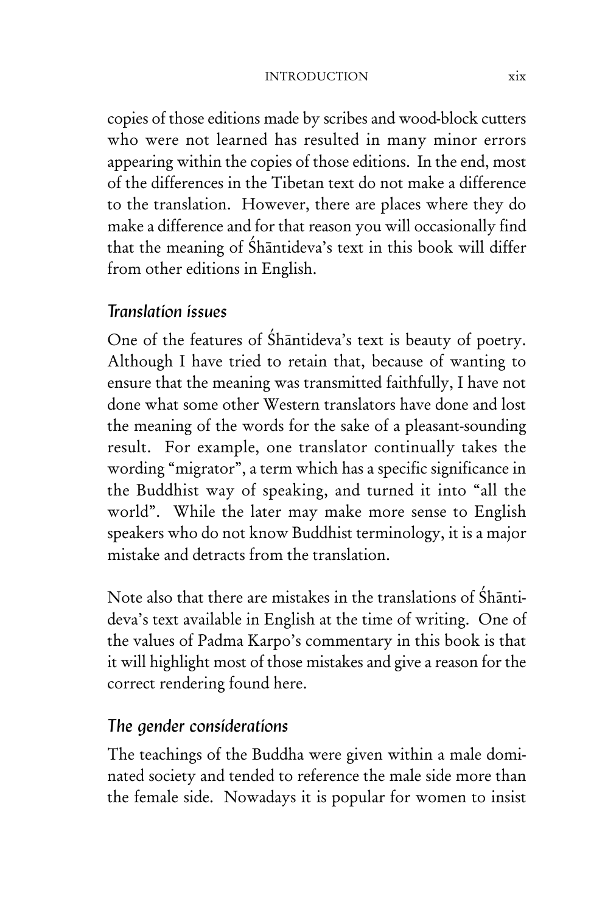copies of those editions made by scribes and wood-block cutters who were not learned has resulted in many minor errors appearing within the copies of those editions. In the end, most of the differences in the Tibetan text do not make a difference to the translation. However, there are places where they do make a difference and for that reason you will occasionally find that the meaning of Śhāntideva's text in this book will differ from other editions in English.

### *Translation issues*

One of the features of Śhāntideva's text is beauty of poetry. Although I have tried to retain that, because of wanting to ensure that the meaning was transmitted faithfully, I have not done what some other Western translators have done and lost the meaning of the words for the sake of a pleasant-sounding result. For example, one translator continually takes the wording "migrator", a term which has a specific significance in the Buddhist way of speaking, and turned it into "all the world". While the later may make more sense to English speakers who do not know Buddhist terminology, it is a major mistake and detracts from the translation.

Note also that there are mistakes in the translations of Śhāntideva's text available in English at the time of writing. One of the values of Padma Karpo's commentary in this book is that it will highlight most of those mistakes and give a reason for the correct rendering found here.

### *The gender considerations*

The teachings of the Buddha were given within a male dominated society and tended to reference the male side more than the female side. Nowadays it is popular for women to insist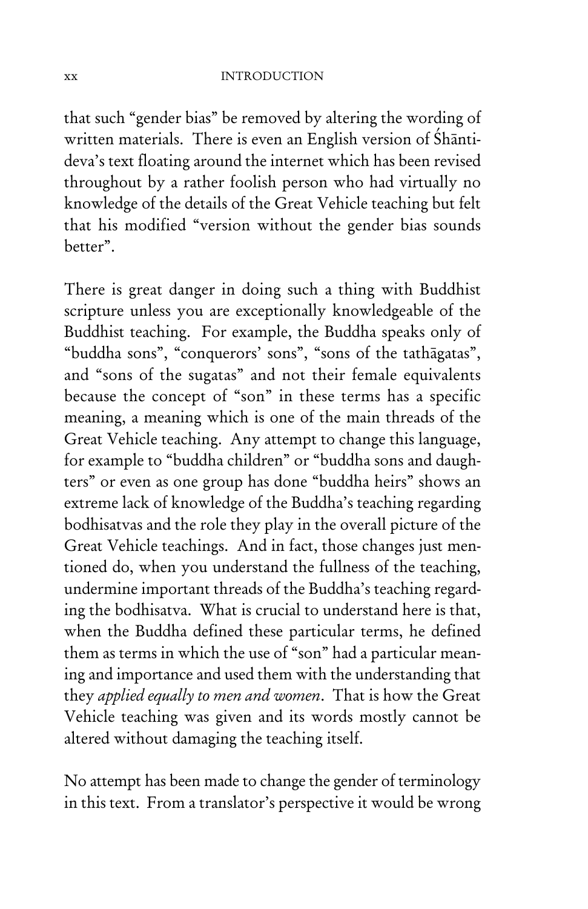that such "gender bias" be removed by altering the wording of written materials. There is even an English version of Śhāntideva's text floating around the internet which has been revised throughout by a rather foolish person who had virtually no knowledge of the details of the Great Vehicle teaching but felt that his modified "version without the gender bias sounds better".

There is great danger in doing such a thing with Buddhist scripture unless you are exceptionally knowledgeable of the Buddhist teaching. For example, the Buddha speaks only of "buddha sons", "conquerors' sons", "sons of the tathāgatas", and "sons of the sugatas" and not their female equivalents because the concept of "son" in these terms has a specific meaning, a meaning which is one of the main threads of the Great Vehicle teaching. Any attempt to change this language, for example to "buddha children" or "buddha sons and daughters" or even as one group has done "buddha heirs" shows an extreme lack of knowledge of the Buddha's teaching regarding bodhisatvas and the role they play in the overall picture of the Great Vehicle teachings. And in fact, those changes just mentioned do, when you understand the fullness of the teaching, undermine important threads of the Buddha's teaching regarding the bodhisatva. What is crucial to understand here is that, when the Buddha defined these particular terms, he defined them as terms in which the use of "son" had a particular meaning and importance and used them with the understanding that they *applied equally to men and women*. That is how the Great Vehicle teaching was given and its words mostly cannot be altered without damaging the teaching itself.

No attempt has been made to change the gender of terminology in this text. From a translator's perspective it would be wrong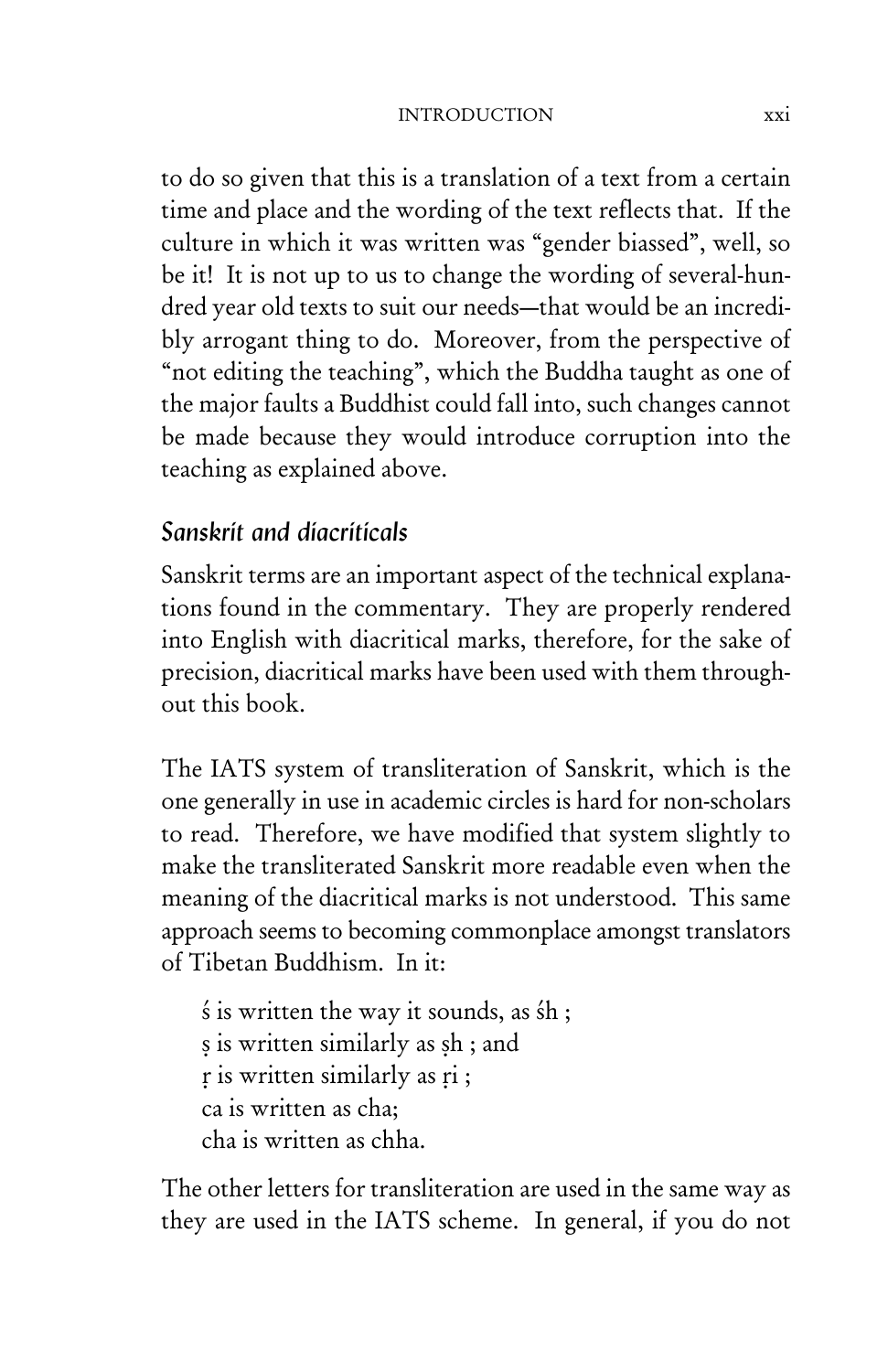to do so given that this is a translation of a text from a certain time and place and the wording of the text reflects that. If the culture in which it was written was "gender biassed", well, so be it! It is not up to us to change the wording of several-hundred year old texts to suit our needs—that would be an incredibly arrogant thing to do. Moreover, from the perspective of "not editing the teaching", which the Buddha taught as one of the major faults a Buddhist could fall into, such changes cannot be made because they would introduce corruption into the teaching as explained above.

### *Sanskrit and diacriticals*

Sanskrit terms are an important aspect of the technical explanations found in the commentary. They are properly rendered into English with diacritical marks, therefore, for the sake of precision, diacritical marks have been used with them throughout this book.

The IATS system of transliteration of Sanskrit, which is the one generally in use in academic circles is hard for non-scholars to read. Therefore, we have modified that system slightly to make the transliterated Sanskrit more readable even when the meaning of the diacritical marks is not understood. This same approach seems to becoming commonplace amongst translators of Tibetan Buddhism. In it:

ś is written the way it sounds, as śh ;
ṣ is written similarly as ṣh ; and
ṛ is written similarly as ṛi ;
ca is written as cha;
cha is written as chha.

The other letters for transliteration are used in the same way as they are used in the IATS scheme. In general, if you do not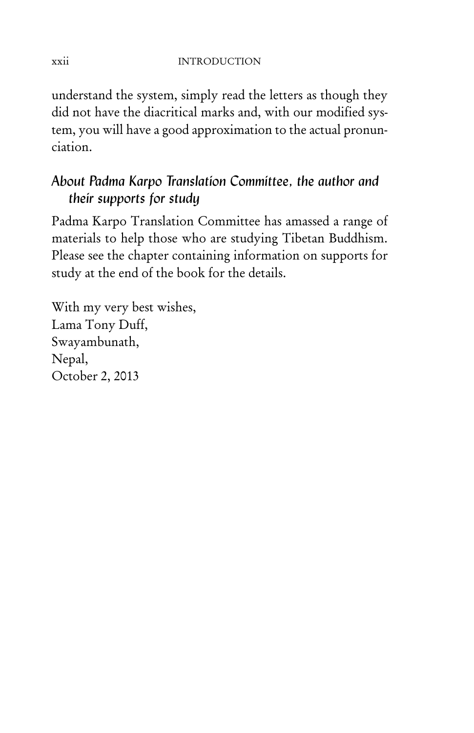understand the system, simply read the letters as though they did not have the diacritical marks and, with our modified system, you will have a good approximation to the actual pronunciation.

### *About Padma Karpo Translation Committee, the author and their supports for study*

Padma Karpo Translation Committee has amassed a range of materials to help those who are studying Tibetan Buddhism. Please see the chapter containing information on supports for study at the end of the book for the details.

With my very best wishes,
Lama Tony Duff,
Swayambunath,
Nepal,
October 2, 2013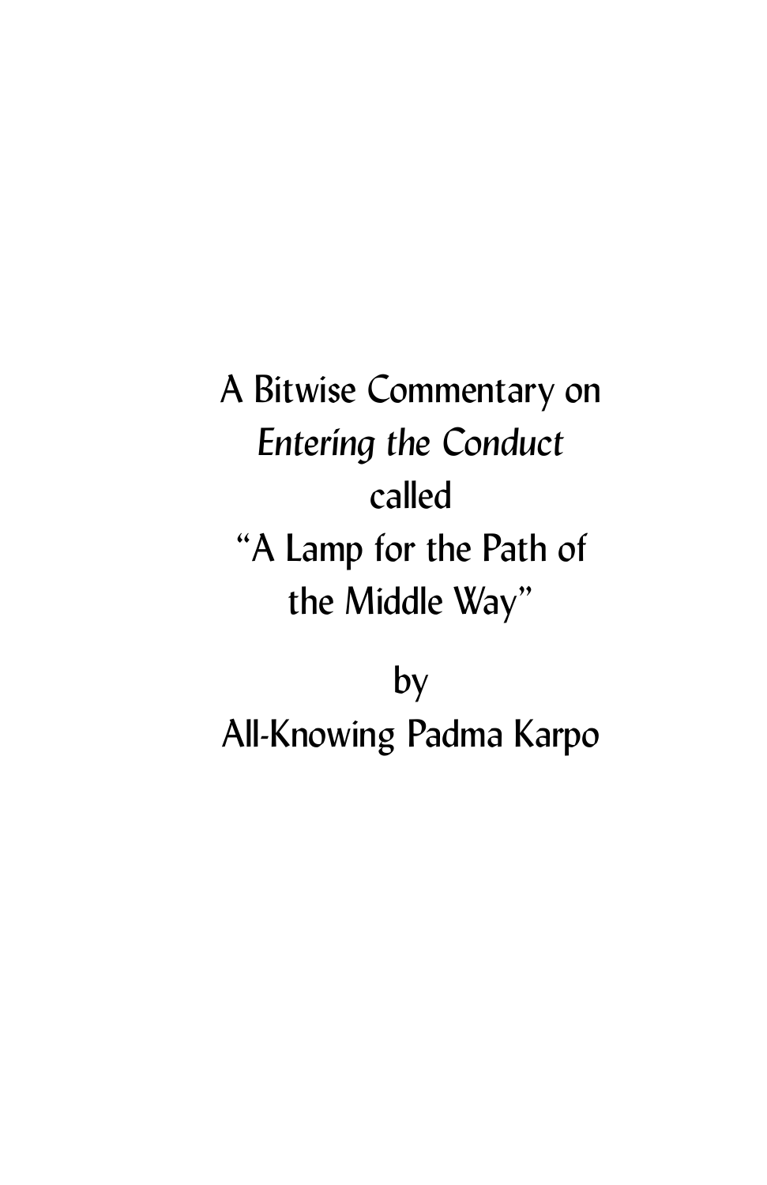# A Bitwise Commentary on *Entering the Conduct* called "A Lamp for the Path of the Middle Way"

by

All-Knowing Padma Karpo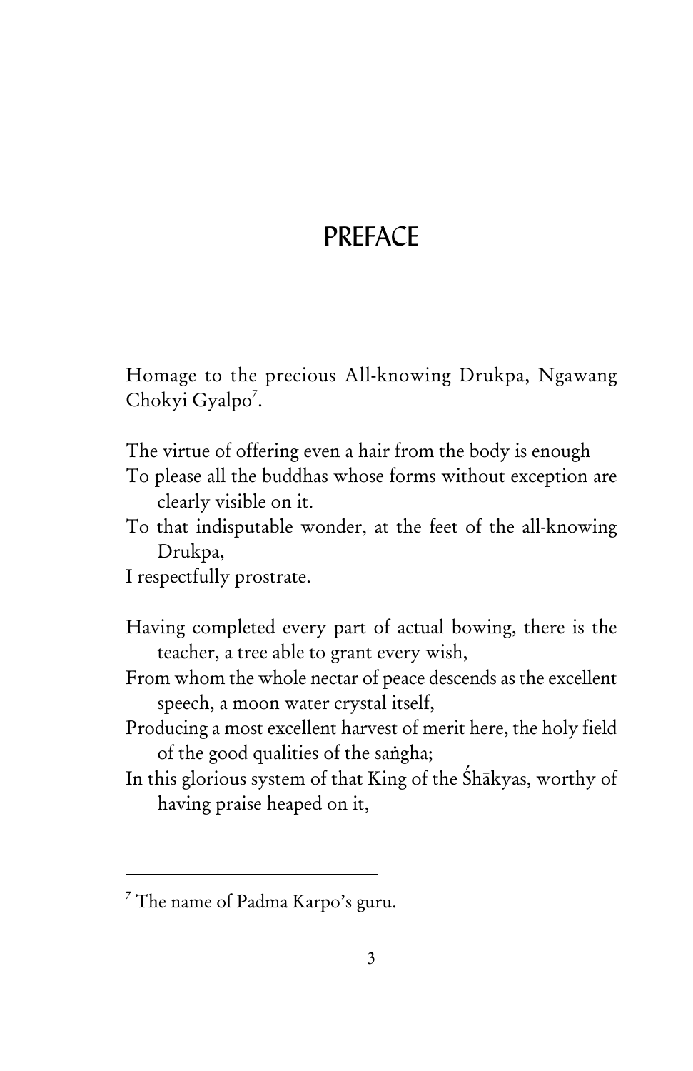# PREFACE

Homage to the precious All-knowing Drukpa, Ngawang Chokyi Gyalpo[7].

The virtue of offering even a hair from the body is enough
To please all the buddhas whose forms without exception are clearly visible on it.
To that indisputable wonder, at the feet of the all-knowing Drukpa,
I respectfully prostrate.

Having completed every part of actual bowing, there is the teacher, a tree able to grant every wish,
From whom the whole nectar of peace descends as the excellent speech, a moon water crystal itself,
Producing a most excellent harvest of merit here, the holy field of the good qualities of the saṅgha;
In this glorious system of that King of the Śhākyas, worthy of having praise heaped on it,

---

[7] The name of Padma Karpo's guru.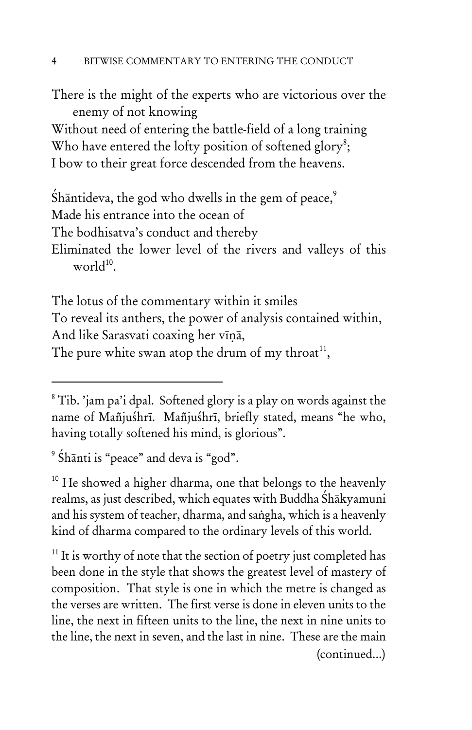There is the might of the experts who are victorious over the enemy of not knowing
Without need of entering the battle-field of a long training
Who have entered the lofty position of softened glory[8];
I bow to their great force descended from the heavens.

Śhāntideva, the god who dwells in the gem of peace,[9]
Made his entrance into the ocean of
The bodhisatva's conduct and thereby
Eliminated the lower level of the rivers and valleys of this world[10].

The lotus of the commentary within it smiles
To reveal its anthers, the power of analysis contained within,
And like Sarasvati coaxing her vīṇā,
The pure white swan atop the drum of my throat[11],

---

[8] Tib. 'jam pa'i dpal. Softened glory is a play on words against the name of Mañjuśhrī. Mañjuśhrī, briefly stated, means "he who, having totally softened his mind, is glorious".

[9] Śhānti is "peace" and deva is "god".

[10] He showed a higher dharma, one that belongs to the heavenly realms, as just described, which equates with Buddha Śhākyamuni and his system of teacher, dharma, and saṅgha, which is a heavenly kind of dharma compared to the ordinary levels of this world.

[11] It is worthy of note that the section of poetry just completed has been done in the style that shows the greatest level of mastery of composition. That style is one in which the metre is changed as the verses are written. The first verse is done in eleven units to the line, the next in fifteen units to the line, the next in nine units to the line, the next in seven, and the last in nine. These are the main (continued...)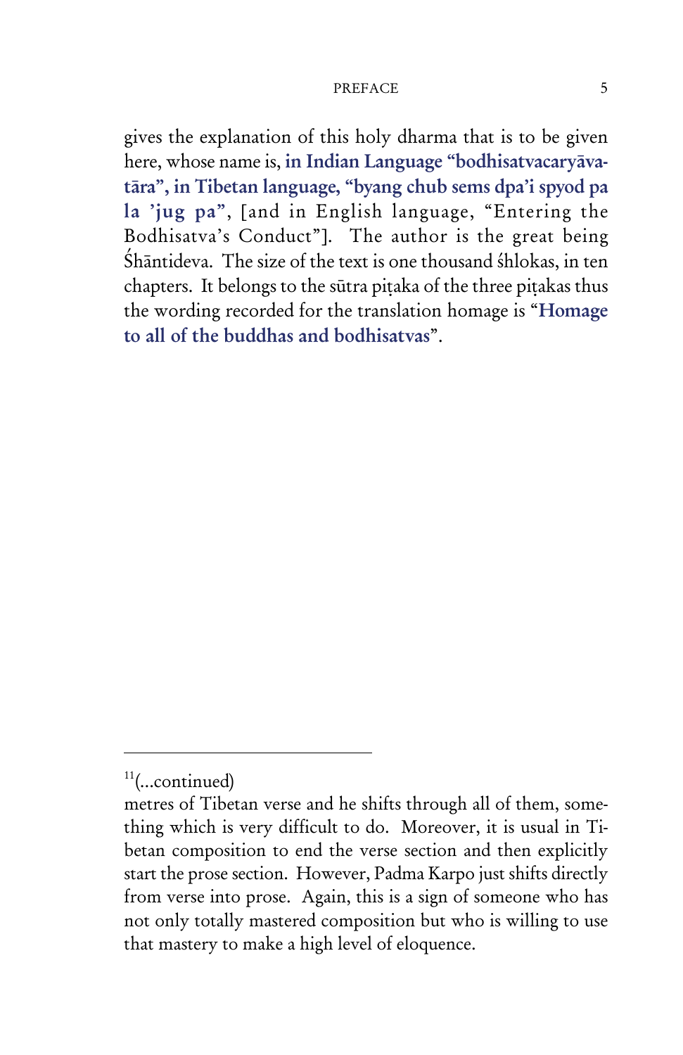gives the explanation of this holy dharma that is to be given here, whose name is, **in Indian Language "bodhisatvacaryāvatāra", in Tibetan language, "byang chub sems dpa'i spyod pa la 'jug pa"**, [and in English language, "Entering the Bodhisatva's Conduct"]. The author is the great being Śhāntideva. The size of the text is one thousand śhlokas, in ten chapters. It belongs to the sūtra piṭaka of the three piṭakas thus the wording recorded for the translation homage is "**Homage to all of the buddhas and bodhisatvas**".

---

[11](...continued)

metres of Tibetan verse and he shifts through all of them, something which is very difficult to do. Moreover, it is usual in Tibetan composition to end the verse section and then explicitly start the prose section. However, Padma Karpo just shifts directly from verse into prose. Again, this is a sign of someone who has not only totally mastered composition but who is willing to use that mastery to make a high level of eloquence.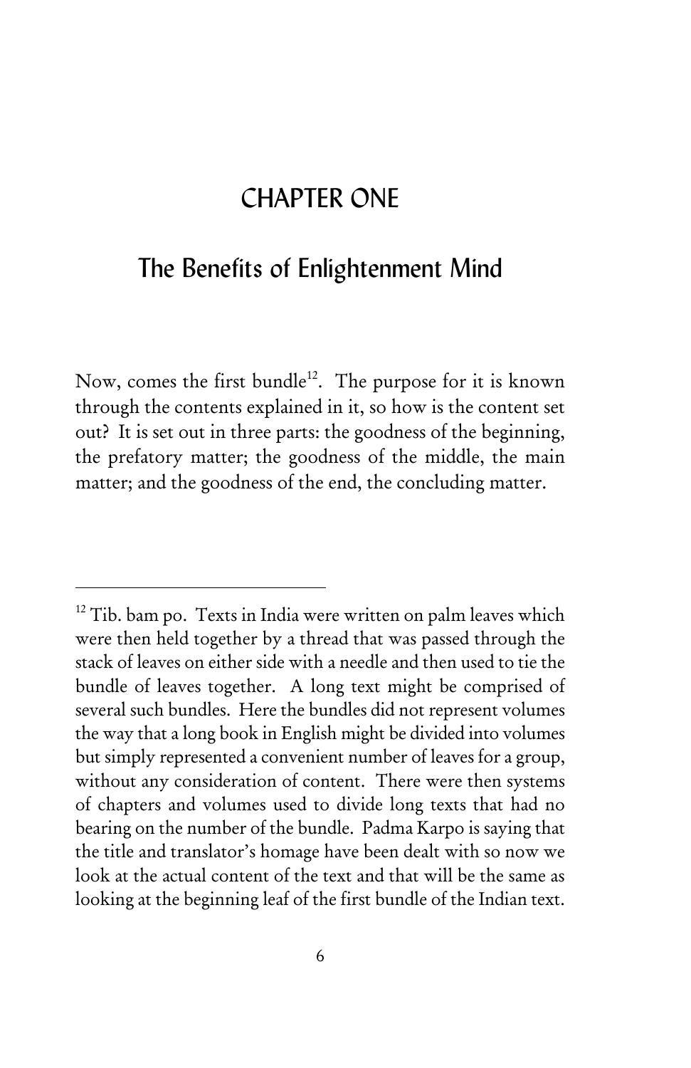# CHAPTER ONE

## The Benefits of Enlightenment Mind

Now, comes the first bundle[12]. The purpose for it is known through the contents explained in it, so how is the content set out? It is set out in three parts: the goodness of the beginning, the prefatory matter; the goodness of the middle, the main matter; and the goodness of the end, the concluding matter.

---

[12] Tib. bam po. Texts in India were written on palm leaves which were then held together by a thread that was passed through the stack of leaves on either side with a needle and then used to tie the bundle of leaves together. A long text might be comprised of several such bundles. Here the bundles did not represent volumes the way that a long book in English might be divided into volumes but simply represented a convenient number of leaves for a group, without any consideration of content. There were then systems of chapters and volumes used to divide long texts that had no bearing on the number of the bundle. Padma Karpo is saying that the title and translator's homage have been dealt with so now we look at the actual content of the text and that will be the same as looking at the beginning leaf of the first bundle of the Indian text.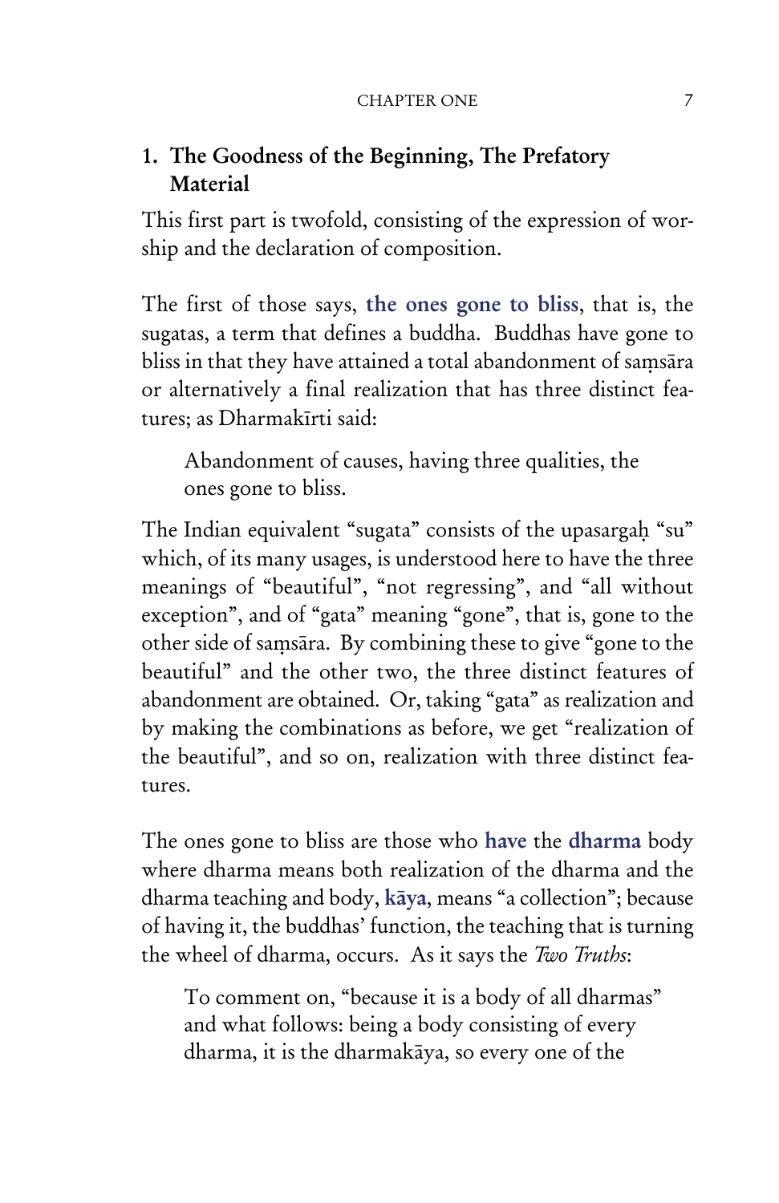## 1. The Goodness of the Beginning, The Prefatory Material

This first part is twofold, consisting of the expression of worship and the declaration of composition.

The first of those says, **the ones gone to bliss**, that is, the sugatas, a term that defines a buddha. Buddhas have gone to bliss in that they have attained a total abandonment of saṃsāra or alternatively a final realization that has three distinct features; as Dharmakīrti said:

> Abandonment of causes, having three qualities, the ones gone to bliss.

The Indian equivalent "sugata" consists of the upasargaḥ "su" which, of its many usages, is understood here to have the three meanings of "beautiful", "not regressing", and "all without exception", and of "gata" meaning "gone", that is, gone to the other side of saṃsāra. By combining these to give "gone to the beautiful" and the other two, the three distinct features of abandonment are obtained. Or, taking "gata" as realization and by making the combinations as before, we get "realization of the beautiful", and so on, realization with three distinct features.

The ones gone to bliss are those who **have** the **dharma** body where dharma means both realization of the dharma and the dharma teaching and body, **kāya**, means "a collection"; because of having it, the buddhas' function, the teaching that is turning the wheel of dharma, occurs. As it says the *Two Truths*:

> To comment on, "because it is a body of all dharmas" and what follows: being a body consisting of every dharma, it is the dharmakāya, so every one of the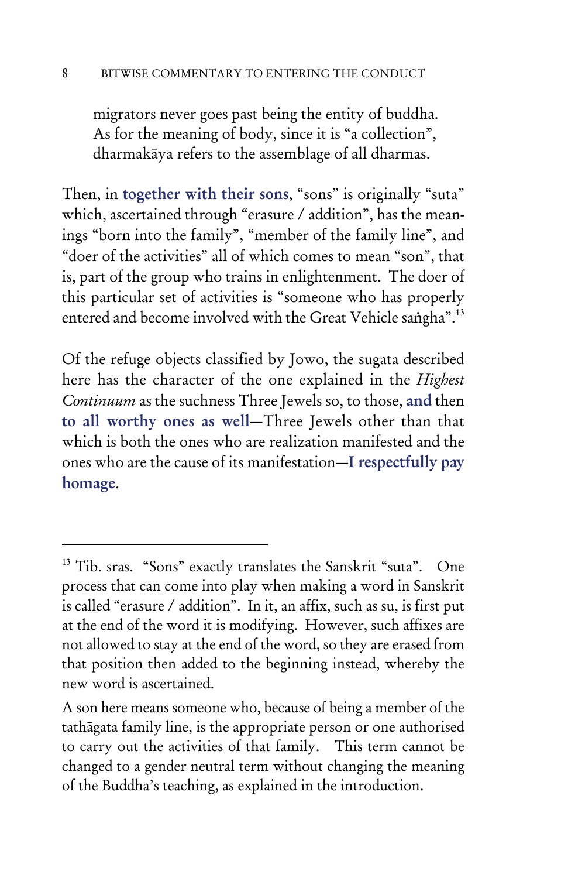migrators never goes past being the entity of buddha. As for the meaning of body, since it is "a collection", dharmakāya refers to the assemblage of all dharmas.

Then, in **together with their sons**, "sons" is originally "suta" which, ascertained through "erasure / addition", has the meanings "born into the family", "member of the family line", and "doer of the activities" all of which comes to mean "son", that is, part of the group who trains in enlightenment. The doer of this particular set of activities is "someone who has properly entered and become involved with the Great Vehicle saṅgha".[13]

Of the refuge objects classified by Jowo, the sugata described here has the character of the one explained in the *Highest Continuum* as the suchness Three Jewels so, to those, **and** then **to all worthy ones as well**—Three Jewels other than that which is both the ones who are realization manifested and the ones who are the cause of its manifestation—**I respectfully pay homage**.

---

[13] Tib. sras. "Sons" exactly translates the Sanskrit "suta". One process that can come into play when making a word in Sanskrit is called "erasure / addition". In it, an affix, such as su, is first put at the end of the word it is modifying. However, such affixes are not allowed to stay at the end of the word, so they are erased from that position then added to the beginning instead, whereby the new word is ascertained.

A son here means someone who, because of being a member of the tathāgata family line, is the appropriate person or one authorised to carry out the activities of that family. This term cannot be changed to a gender neutral term without changing the meaning of the Buddha's teaching, as explained in the introduction.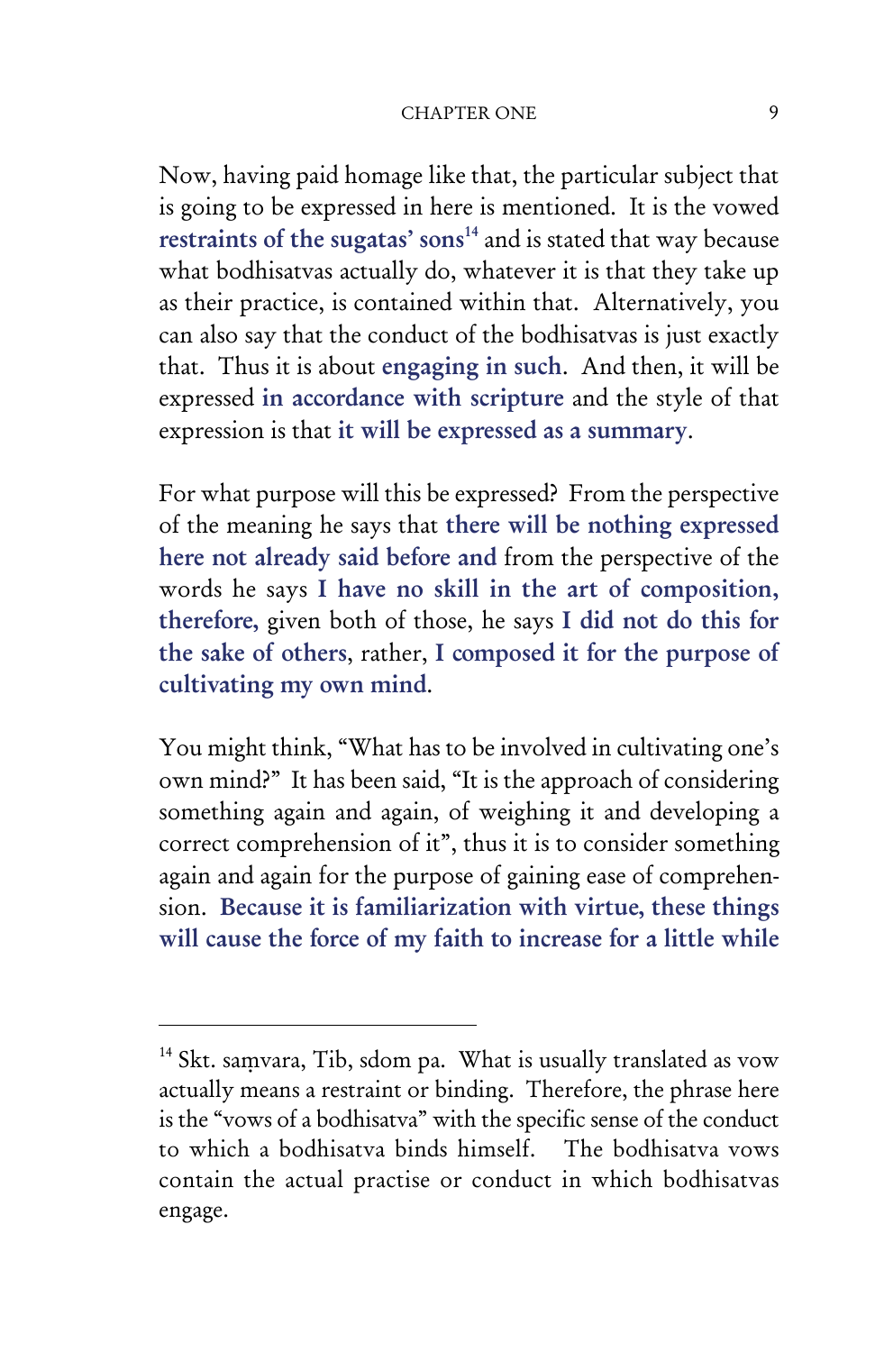Now, having paid homage like that, the particular subject that is going to be expressed in here is mentioned. It is the vowed **restraints of the sugatas' sons**[14] and is stated that way because what bodhisatvas actually do, whatever it is that they take up as their practice, is contained within that. Alternatively, you can also say that the conduct of the bodhisatvas is just exactly that. Thus it is about **engaging in such**. And then, it will be expressed **in accordance with scripture** and the style of that expression is that **it will be expressed as a summary**.

For what purpose will this be expressed? From the perspective of the meaning he says that **there will be nothing expressed here not already said before and** from the perspective of the words he says **I have no skill in the art of composition, therefore,** given both of those, he says **I did not do this for the sake of others**, rather, **I composed it for the purpose of cultivating my own mind**.

You might think, "What has to be involved in cultivating one's own mind?" It has been said, "It is the approach of considering something again and again, of weighing it and developing a correct comprehension of it", thus it is to consider something again and again for the purpose of gaining ease of comprehension. **Because it is familiarization with virtue, these things will cause the force of my faith to increase for a little while**

---

[14] Skt. saṃvara, Tib, sdom pa. What is usually translated as vow actually means a restraint or binding. Therefore, the phrase here is the "vows of a bodhisatva" with the specific sense of the conduct to which a bodhisatva binds himself. The bodhisatva vows contain the actual practise or conduct in which bodhisatvas engage.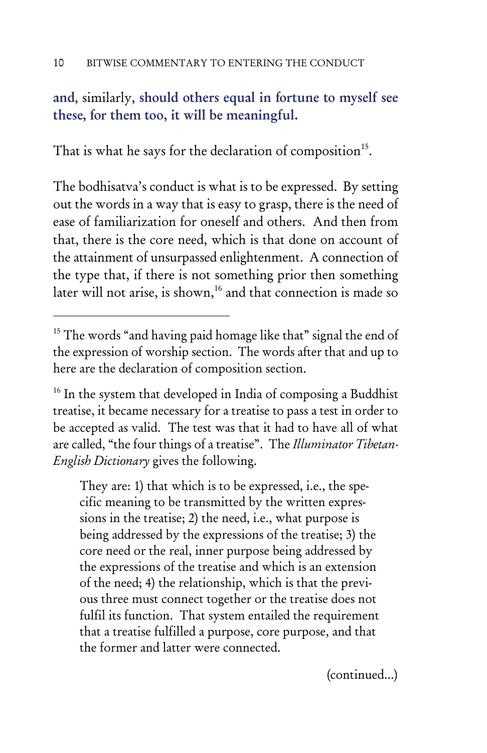**and**, similarly, **should others equal in fortune to myself see these, for them too, it will be meaningful.**

That is what he says for the declaration of composition[15].

The bodhisatva's conduct is what is to be expressed. By setting out the words in a way that is easy to grasp, there is the need of ease of familiarization for oneself and others. And then from that, there is the core need, which is that done on account of the attainment of unsurpassed enlightenment. A connection of the type that, if there is not something prior then something later will not arise, is shown,[16] and that connection is made so

---

[15] The words "and having paid homage like that" signal the end of the expression of worship section. The words after that and up to here are the declaration of composition section.

[16] In the system that developed in India of composing a Buddhist treatise, it became necessary for a treatise to pass a test in order to be accepted as valid. The test was that it had to have all of what are called, "the four things of a treatise". The *Illuminator Tibetan-English Dictionary* gives the following.

> They are: 1) that which is to be expressed, i.e., the specific meaning to be transmitted by the written expressions in the treatise; 2) the need, i.e., what purpose is being addressed by the expressions of the treatise; 3) the core need or the real, inner purpose being addressed by the expressions of the treatise and which is an extension of the need; 4) the relationship, which is that the previous three must connect together or the treatise does not fulfil its function. That system entailed the requirement that a treatise fulfilled a purpose, core purpose, and that the former and latter were connected.

(continued...)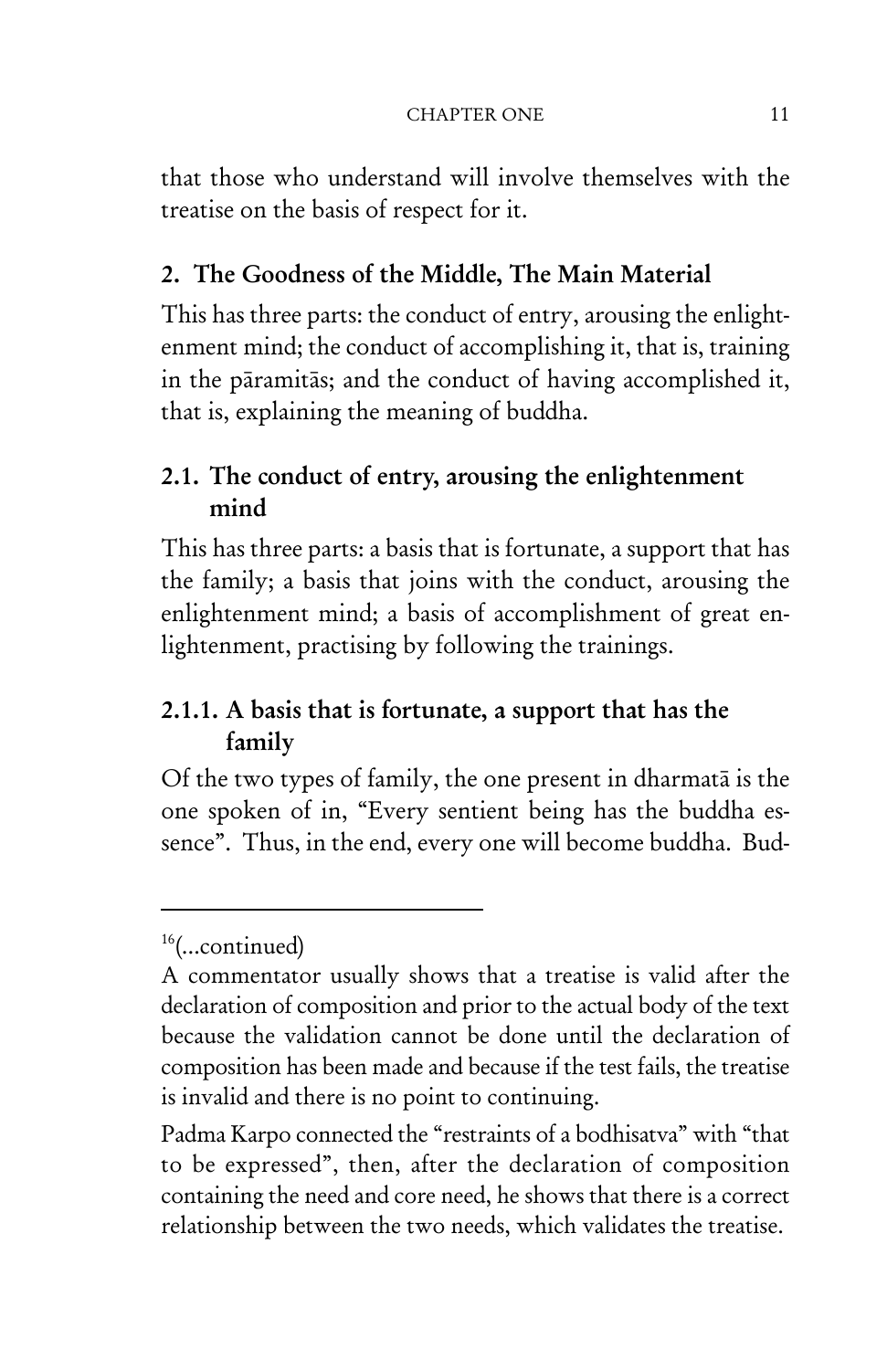that those who understand will involve themselves with the treatise on the basis of respect for it.

## 2. The Goodness of the Middle, The Main Material

This has three parts: the conduct of entry, arousing the enlightenment mind; the conduct of accomplishing it, that is, training in the pāramitās; and the conduct of having accomplished it, that is, explaining the meaning of buddha.

### 2.1. The conduct of entry, arousing the enlightenment mind

This has three parts: a basis that is fortunate, a support that has the family; a basis that joins with the conduct, arousing the enlightenment mind; a basis of accomplishment of great enlightenment, practising by following the trainings.

#### 2.1.1. A basis that is fortunate, a support that has the family

Of the two types of family, the one present in dharmatā is the one spoken of in, "Every sentient being has the buddha essence". Thus, in the end, every one will become buddha. Bud-

---

[16](...continued)

A commentator usually shows that a treatise is valid after the declaration of composition and prior to the actual body of the text because the validation cannot be done until the declaration of composition has been made and because if the test fails, the treatise is invalid and there is no point to continuing.

Padma Karpo connected the "restraints of a bodhisatva" with "that to be expressed", then, after the declaration of composition containing the need and core need, he shows that there is a correct relationship between the two needs, which validates the treatise.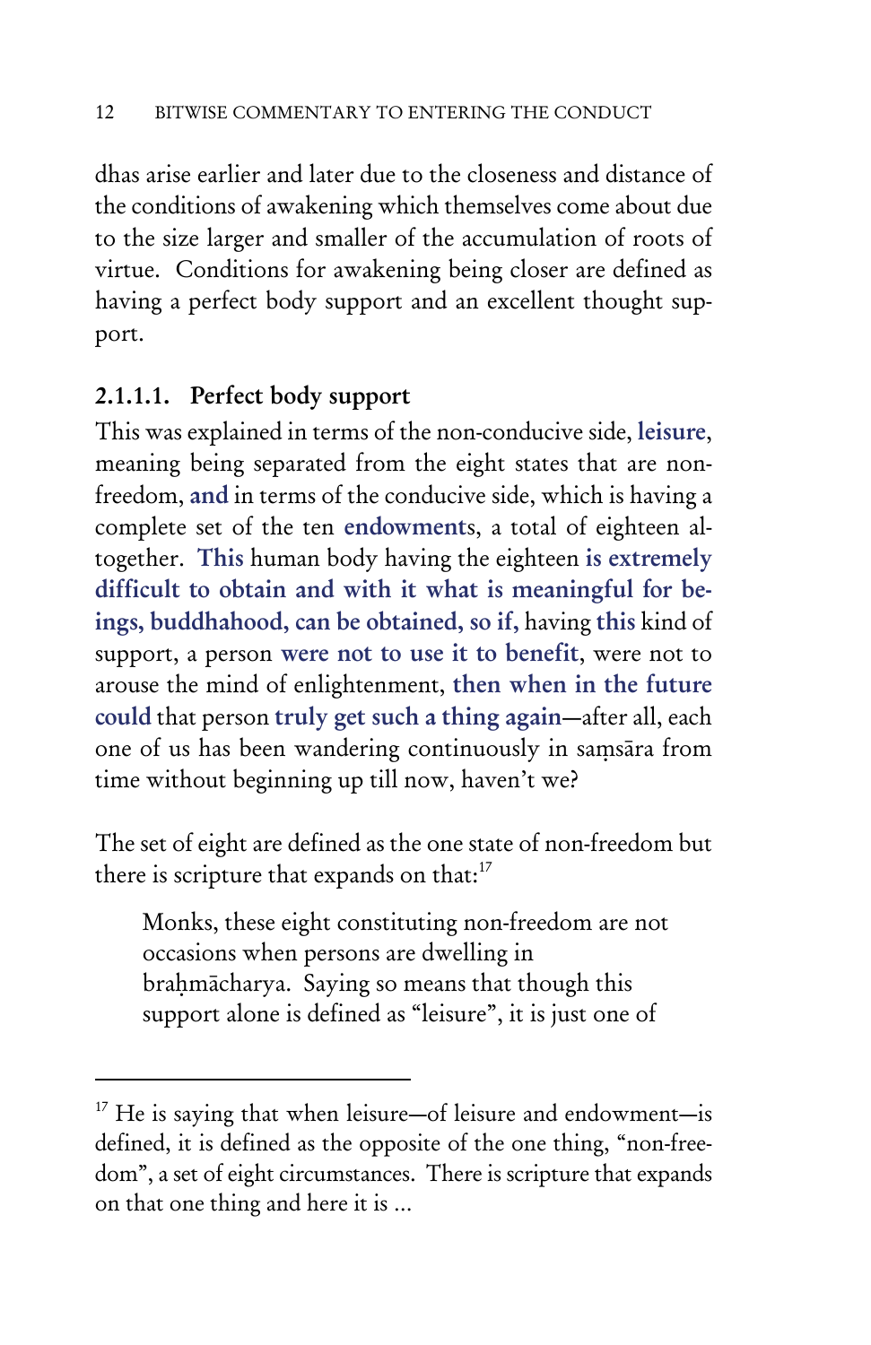dhas arise earlier and later due to the closeness and distance of the conditions of awakening which themselves come about due to the size larger and smaller of the accumulation of roots of virtue. Conditions for awakening being closer are defined as having a perfect body support and an excellent thought support.

#### 2.1.1.1. Perfect body support

This was explained in terms of the non-conducive side, **leisure**, meaning being separated from the eight states that are non-freedom, **and** in terms of the conducive side, which is having a complete set of the ten **endowment**s, a total of eighteen altogether. **This** human body having the eighteen **is extremely difficult to obtain and with it what is meaningful for beings, buddhahood, can be obtained, so if,** having **this** kind of support, a person **were not to use it to benefit**, were not to arouse the mind of enlightenment, **then when in the future could** that person **truly get such a thing again**—after all, each one of us has been wandering continuously in saṃsāra from time without beginning up till now, haven't we?

The set of eight are defined as the one state of non-freedom but there is scripture that expands on that:[17]

> Monks, these eight constituting non-freedom are not occasions when persons are dwelling in brahmācharya. Saying so means that though this support alone is defined as "leisure", it is just one of

[17] He is saying that when leisure—of leisure and endowment—is defined, it is defined as the opposite of the one thing, "non-freedom", a set of eight circumstances. There is scripture that expands on that one thing and here it is ...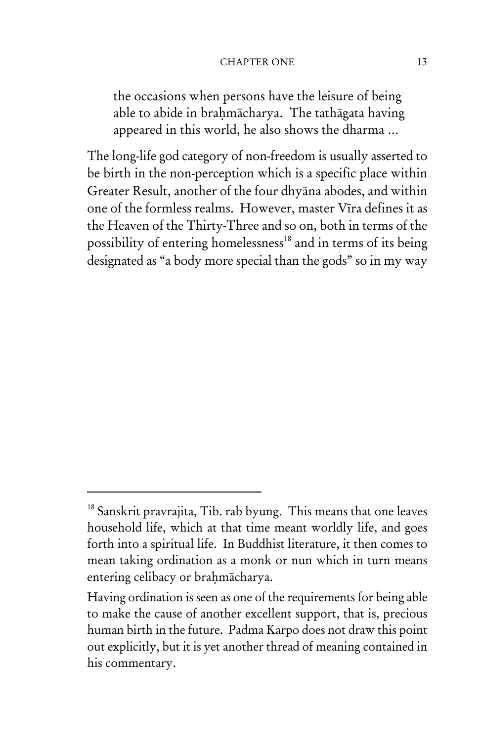> the occasions when persons have the leisure of being able to abide in braḥmācharya. The tathāgata having appeared in this world, he also shows the dharma ...

The long-life god category of non-freedom is usually asserted to be birth in the non-perception which is a specific place within Greater Result, another of the four dhyāna abodes, and within one of the formless realms. However, master Vīra defines it as the Heaven of the Thirty-Three and so on, both in terms of the possibility of entering homelessness[18] and in terms of its being designated as "a body more special than the gods" so in my way

---

[18] Sanskrit pravrajita, Tib. rab byung. This means that one leaves household life, which at that time meant worldly life, and goes forth into a spiritual life. In Buddhist literature, it then comes to mean taking ordination as a monk or nun which in turn means entering celibacy or braḥmācharya.

Having ordination is seen as one of the requirements for being able to make the cause of another excellent support, that is, precious human birth in the future. Padma Karpo does not draw this point out explicitly, but it is yet another thread of meaning contained in his commentary.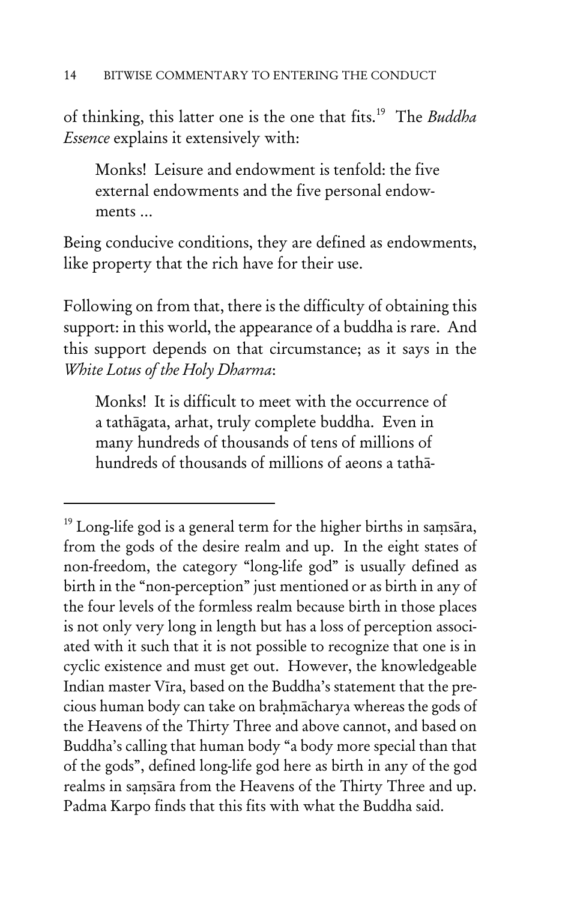of thinking, this latter one is the one that fits.[19] The *Buddha Essence* explains it extensively with:

> Monks! Leisure and endowment is tenfold: the five external endowments and the five personal endowments ...

Being conducive conditions, they are defined as endowments, like property that the rich have for their use.

Following on from that, there is the difficulty of obtaining this support: in this world, the appearance of a buddha is rare. And this support depends on that circumstance; as it says in the *White Lotus of the Holy Dharma*:

> Monks! It is difficult to meet with the occurrence of a tathāgata, arhat, truly complete buddha. Even in many hundreds of thousands of tens of millions of hundreds of thousands of millions of aeons a tathā-

---

[19] Long-life god is a general term for the higher births in saṃsāra, from the gods of the desire realm and up. In the eight states of non-freedom, the category "long-life god" is usually defined as birth in the "non-perception" just mentioned or as birth in any of the four levels of the formless realm because birth in those places is not only very long in length but has a loss of perception associated with it such that it is not possible to recognize that one is in cyclic existence and must get out. However, the knowledgeable Indian master Vīra, based on the Buddha's statement that the precious human body can take on braḥmācharya whereas the gods of the Heavens of the Thirty Three and above cannot, and based on Buddha's calling that human body "a body more special than that of the gods", defined long-life god here as birth in any of the god realms in saṃsāra from the Heavens of the Thirty Three and up. Padma Karpo finds that this fits with what the Buddha said.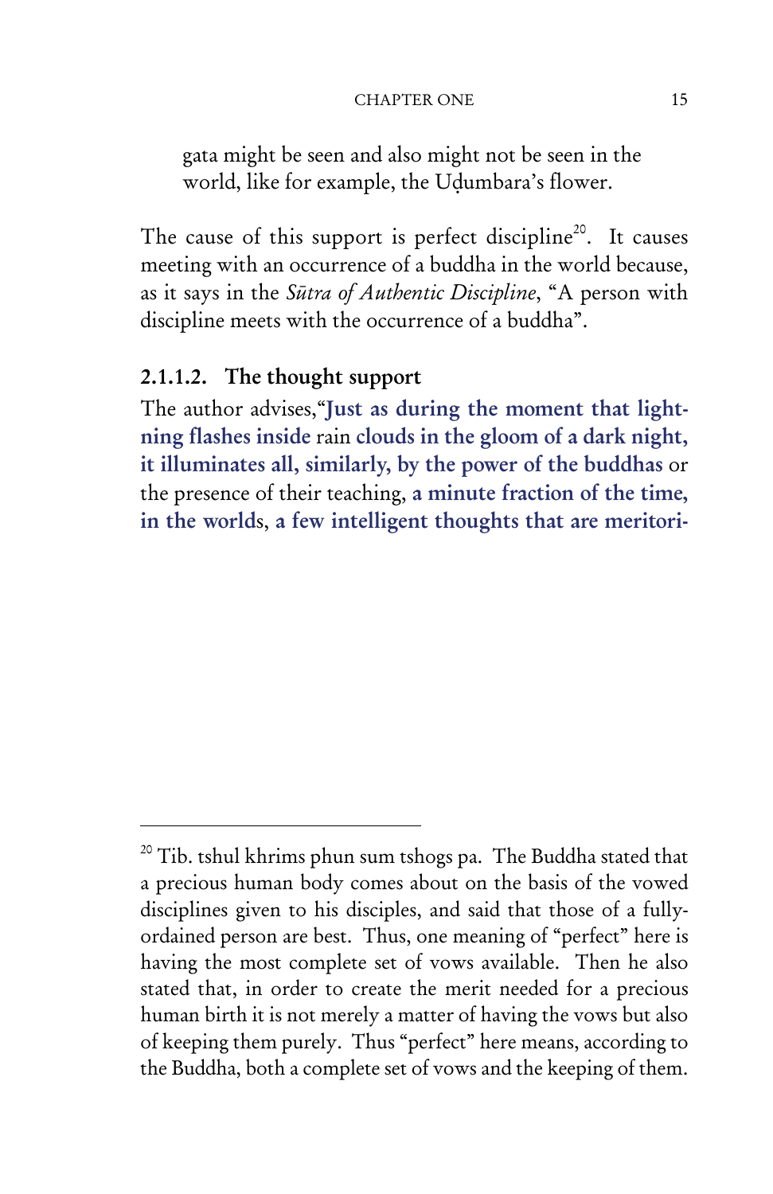gata might be seen and also might not be seen in the world, like for example, the Uḍumbara's flower.

The cause of this support is perfect discipline[20]. It causes meeting with an occurrence of a buddha in the world because, as it says in the *Sūtra of Authentic Discipline*, "A person with discipline meets with the occurrence of a buddha".

### 2.1.1.2. The thought support

The author advises,"**Just as during the moment that lightning flashes inside** rain **clouds in the gloom of a dark night, it illuminates all, similarly, by the power of the buddhas** or the presence of their teaching, **a minute fraction of the time, in the worlds**, **a few intelligent thoughts that are meritori-**

---

[20] Tib. tshul khrims phun sum tshogs pa. The Buddha stated that a precious human body comes about on the basis of the vowed disciplines given to his disciples, and said that those of a fully-ordained person are best. Thus, one meaning of "perfect" here is having the most complete set of vows available. Then he also stated that, in order to create the merit needed for a precious human birth it is not merely a matter of having the vows but also of keeping them purely. Thus "perfect" here means, according to the Buddha, both a complete set of vows and the keeping of them.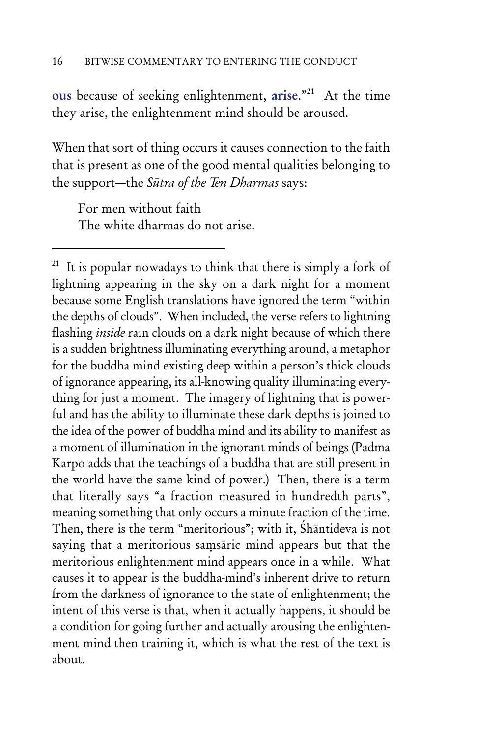**ous** because of seeking enlightenment, **arise**."[21] At the time they arise, the enlightenment mind should be aroused.

When that sort of thing occurs it causes connection to the faith that is present as one of the good mental qualities belonging to the support—the *Sūtra of the Ten Dharmas* says:

> For men without faith
> The white dharmas do not arise.

---

[21] It is popular nowadays to think that there is simply a fork of lightning appearing in the sky on a dark night for a moment because some English translations have ignored the term "within the depths of clouds". When included, the verse refers to lightning flashing *inside* rain clouds on a dark night because of which there is a sudden brightness illuminating everything around, a metaphor for the buddha mind existing deep within a person's thick clouds of ignorance appearing, its all-knowing quality illuminating everything for just a moment. The imagery of lightning that is powerful and has the ability to illuminate these dark depths is joined to the idea of the power of buddha mind and its ability to manifest as a moment of illumination in the ignorant minds of beings (Padma Karpo adds that the teachings of a buddha that are still present in the world have the same kind of power.) Then, there is a term that literally says "a fraction measured in hundredth parts", meaning something that only occurs a minute fraction of the time. Then, there is the term "meritorious"; with it, Śhāntideva is not saying that a meritorious saṃsāric mind appears but that the meritorious enlightenment mind appears once in a while. What causes it to appear is the buddha-mind's inherent drive to return from the darkness of ignorance to the state of enlightenment; the intent of this verse is that, when it actually happens, it should be a condition for going further and actually arousing the enlightenment mind then training it, which is what the rest of the text is about.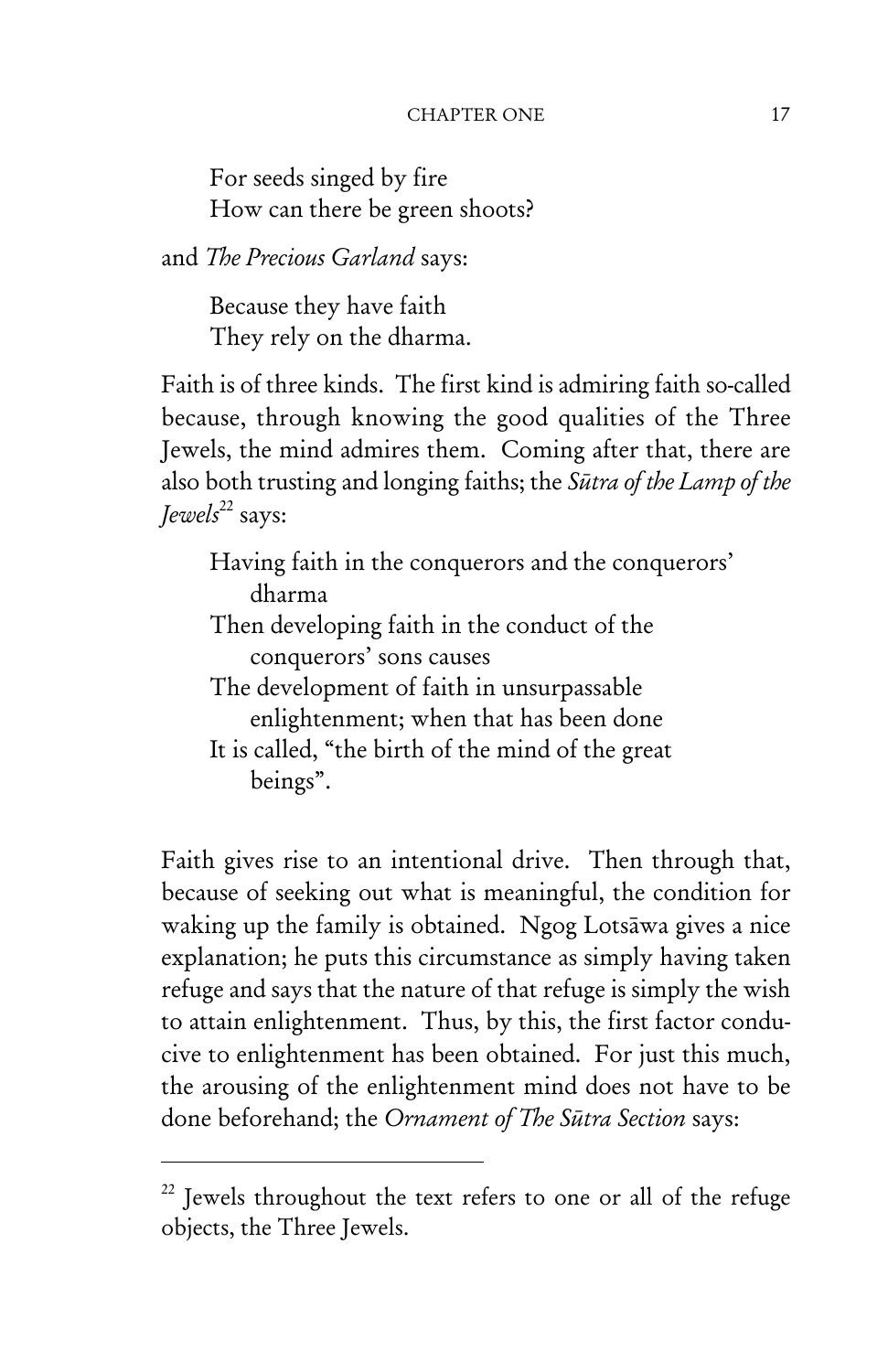For seeds singed by fire
How can there be green shoots?

and *The Precious Garland* says:

Because they have faith
They rely on the dharma.

Faith is of three kinds. The first kind is admiring faith so-called because, through knowing the good qualities of the Three Jewels, the mind admires them. Coming after that, there are also both trusting and longing faiths; the *Sūtra of the Lamp of the Jewels*[22] says:

Having faith in the conquerors and the conquerors' dharma
Then developing faith in the conduct of the conquerors' sons causes
The development of faith in unsurpassable enlightenment; when that has been done
It is called, "the birth of the mind of the great beings".

Faith gives rise to an intentional drive. Then through that, because of seeking out what is meaningful, the condition for waking up the family is obtained. Ngog Lotsāwa gives a nice explanation; he puts this circumstance as simply having taken refuge and says that the nature of that refuge is simply the wish to attain enlightenment. Thus, by this, the first factor conducive to enlightenment has been obtained. For just this much, the arousing of the enlightenment mind does not have to be done beforehand; the *Ornament of The Sūtra Section* says:

---

[22] Jewels throughout the text refers to one or all of the refuge objects, the Three Jewels.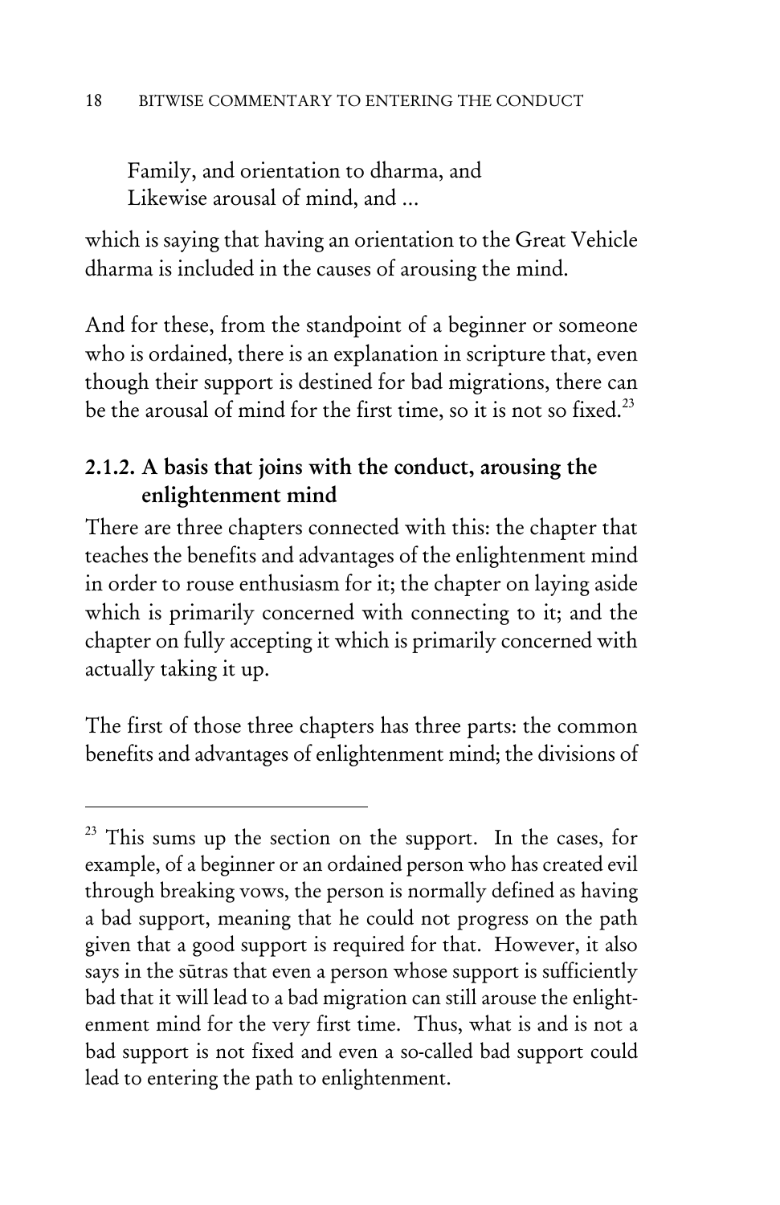Family, and orientation to dharma, and
Likewise arousal of mind, and ...

which is saying that having an orientation to the Great Vehicle dharma is included in the causes of arousing the mind.

And for these, from the standpoint of a beginner or someone who is ordained, there is an explanation in scripture that, even though their support is destined for bad migrations, there can be the arousal of mind for the first time, so it is not so fixed.[23]

### 2.1.2. A basis that joins with the conduct, arousing the enlightenment mind

There are three chapters connected with this: the chapter that teaches the benefits and advantages of the enlightenment mind in order to rouse enthusiasm for it; the chapter on laying aside which is primarily concerned with connecting to it; and the chapter on fully accepting it which is primarily concerned with actually taking it up.

The first of those three chapters has three parts: the common benefits and advantages of enlightenment mind; the divisions of

---

[23] This sums up the section on the support. In the cases, for example, of a beginner or an ordained person who has created evil through breaking vows, the person is normally defined as having a bad support, meaning that he could not progress on the path given that a good support is required for that. However, it also says in the sūtras that even a person whose support is sufficiently bad that it will lead to a bad migration can still arouse the enlightenment mind for the very first time. Thus, what is and is not a bad support is not fixed and even a so-called bad support could lead to entering the path to enlightenment.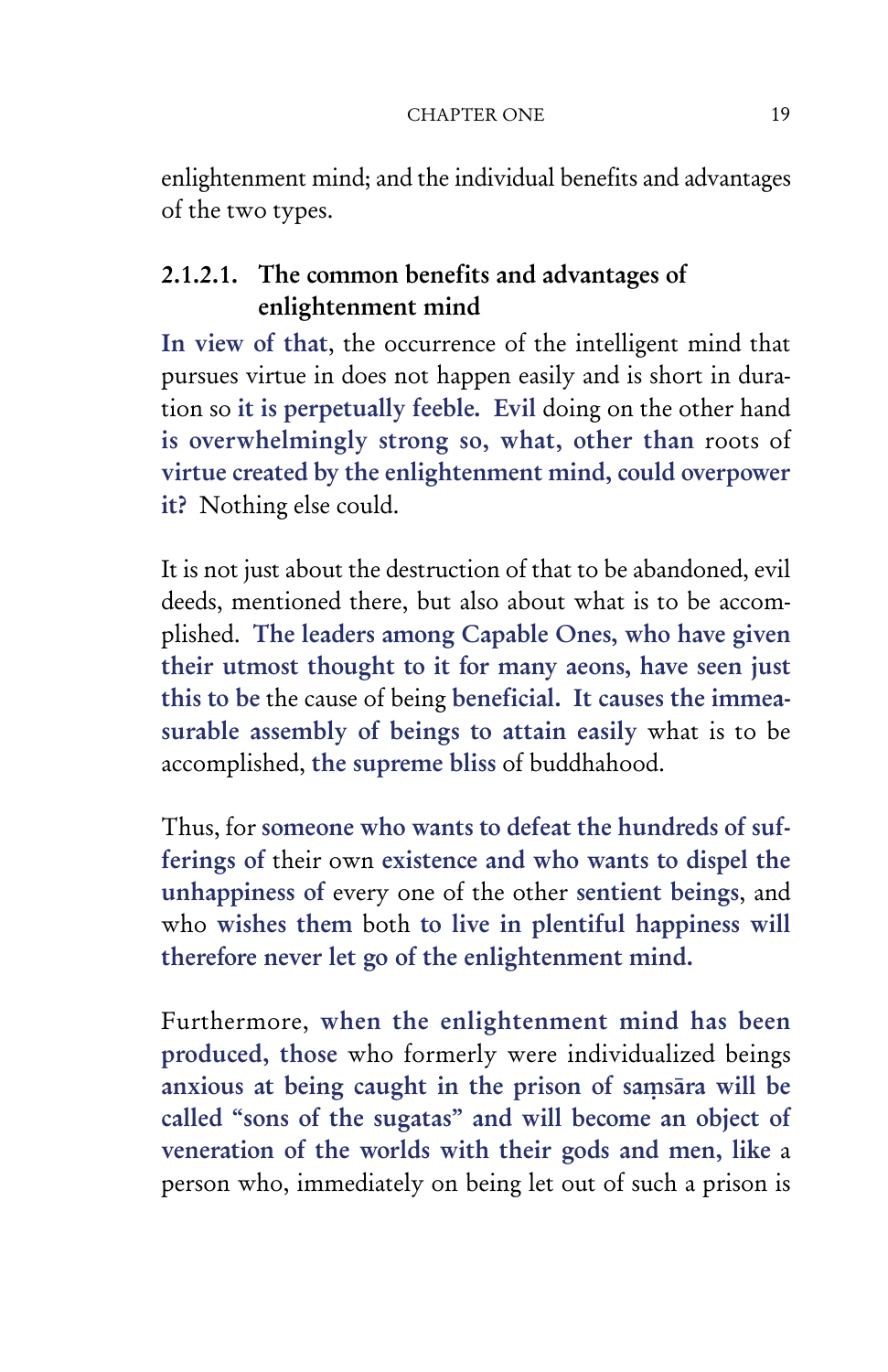enlightenment mind; and the individual benefits and advantages of the two types.

### 2.1.2.1. The common benefits and advantages of enlightenment mind

**In view of that**, the occurrence of the intelligent mind that pursues virtue in does not happen easily and is short in duration so **it is perpetually feeble. Evil** doing on the other hand **is overwhelmingly strong so, what, other than** roots of **virtue created by the enlightenment mind, could overpower it?** Nothing else could.

It is not just about the destruction of that to be abandoned, evil deeds, mentioned there, but also about what is to be accomplished. **The leaders among Capable Ones, who have given their utmost thought to it for many aeons, have seen just this to be** the cause of being **beneficial. It causes the immeasurable assembly of beings to attain easily** what is to be accomplished, **the supreme bliss** of buddhahood.

Thus, for **someone who wants to defeat the hundreds of sufferings of** their own **existence and who wants to dispel the unhappiness of** every one of the other **sentient beings**, and who **wishes them** both **to live in plentiful happiness will therefore never let go of the enlightenment mind.**

Furthermore, **when the enlightenment mind has been produced, those** who formerly were individualized beings **anxious at being caught in the prison of saṃsāra will be called "sons of the sugatas" and will become an object of veneration of the worlds with their gods and men, like** a person who, immediately on being let out of such a prison is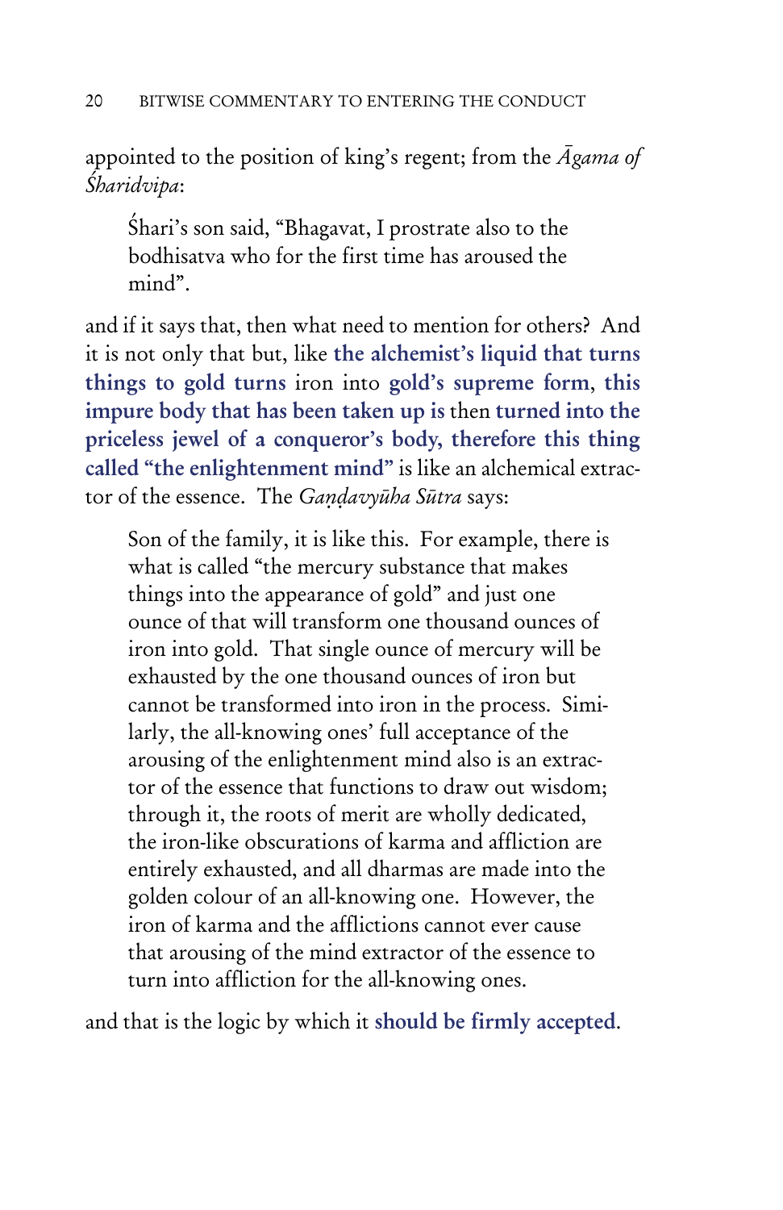appointed to the position of king's regent; from the *Āgama of Śharidvipa*:

> Śhari's son said, "Bhagavat, I prostrate also to the bodhisatva who for the first time has aroused the mind".

and if it says that, then what need to mention for others? And it is not only that but, like **the alchemist's liquid that turns things to gold turns** iron into **gold's supreme form**, **this impure body that has been taken up is** then **turned into the priceless jewel of a conqueror's body, therefore this thing called "the enlightenment mind"** is like an alchemical extractor of the essence. The *Gaṇḍavyūha Sūtra* says:

> Son of the family, it is like this. For example, there is what is called "the mercury substance that makes things into the appearance of gold" and just one ounce of that will transform one thousand ounces of iron into gold. That single ounce of mercury will be exhausted by the one thousand ounces of iron but cannot be transformed into iron in the process. Similarly, the all-knowing ones' full acceptance of the arousing of the enlightenment mind also is an extractor of the essence that functions to draw out wisdom; through it, the roots of merit are wholly dedicated, the iron-like obscurations of karma and affliction are entirely exhausted, and all dharmas are made into the golden colour of an all-knowing one. However, the iron of karma and the afflictions cannot ever cause that arousing of the mind extractor of the essence to turn into affliction for the all-knowing ones.

and that is the logic by which it **should be firmly accepted**.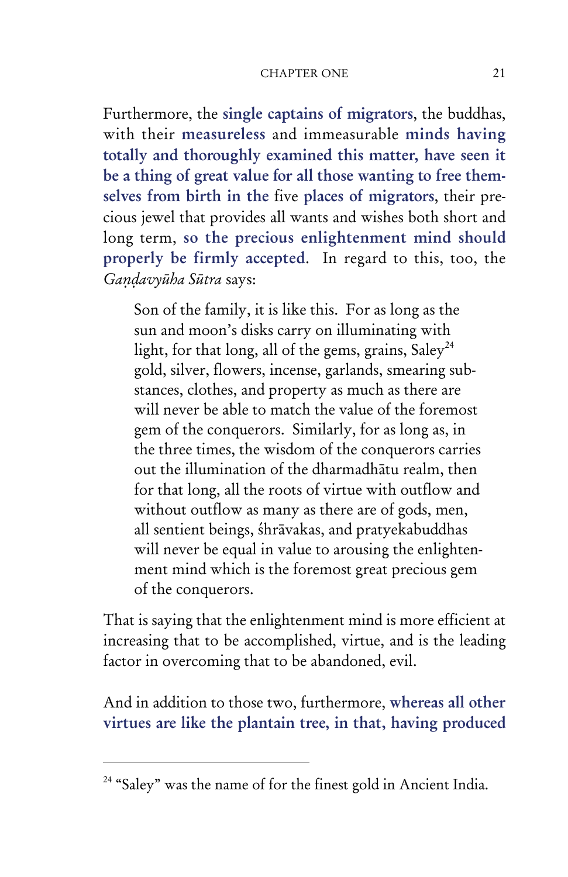Furthermore, the **single captains of migrators**, the buddhas, with their **measureless** and immeasurable **minds having totally and thoroughly examined this matter, have seen it be a thing of great value for all those wanting to free themselves from birth in the** five **places of migrators**, their precious jewel that provides all wants and wishes both short and long term, **so the precious enlightenment mind should properly be firmly accepted**. In regard to this, too, the *Gaṇḍavyūha Sūtra* says:

> Son of the family, it is like this. For as long as the sun and moon's disks carry on illuminating with light, for that long, all of the gems, grains, Saley[24] gold, silver, flowers, incense, garlands, smearing substances, clothes, and property as much as there are will never be able to match the value of the foremost gem of the conquerors. Similarly, for as long as, in the three times, the wisdom of the conquerors carries out the illumination of the dharmadhātu realm, then for that long, all the roots of virtue with outflow and without outflow as many as there are of gods, men, all sentient beings, śhrāvakas, and pratyekabuddhas will never be equal in value to arousing the enlightenment mind which is the foremost great precious gem of the conquerors.

That is saying that the enlightenment mind is more efficient at increasing that to be accomplished, virtue, and is the leading factor in overcoming that to be abandoned, evil.

And in addition to those two, furthermore, **whereas all other virtues are like the plantain tree, in that, having produced**

---

[24] "Saley" was the name of for the finest gold in Ancient India.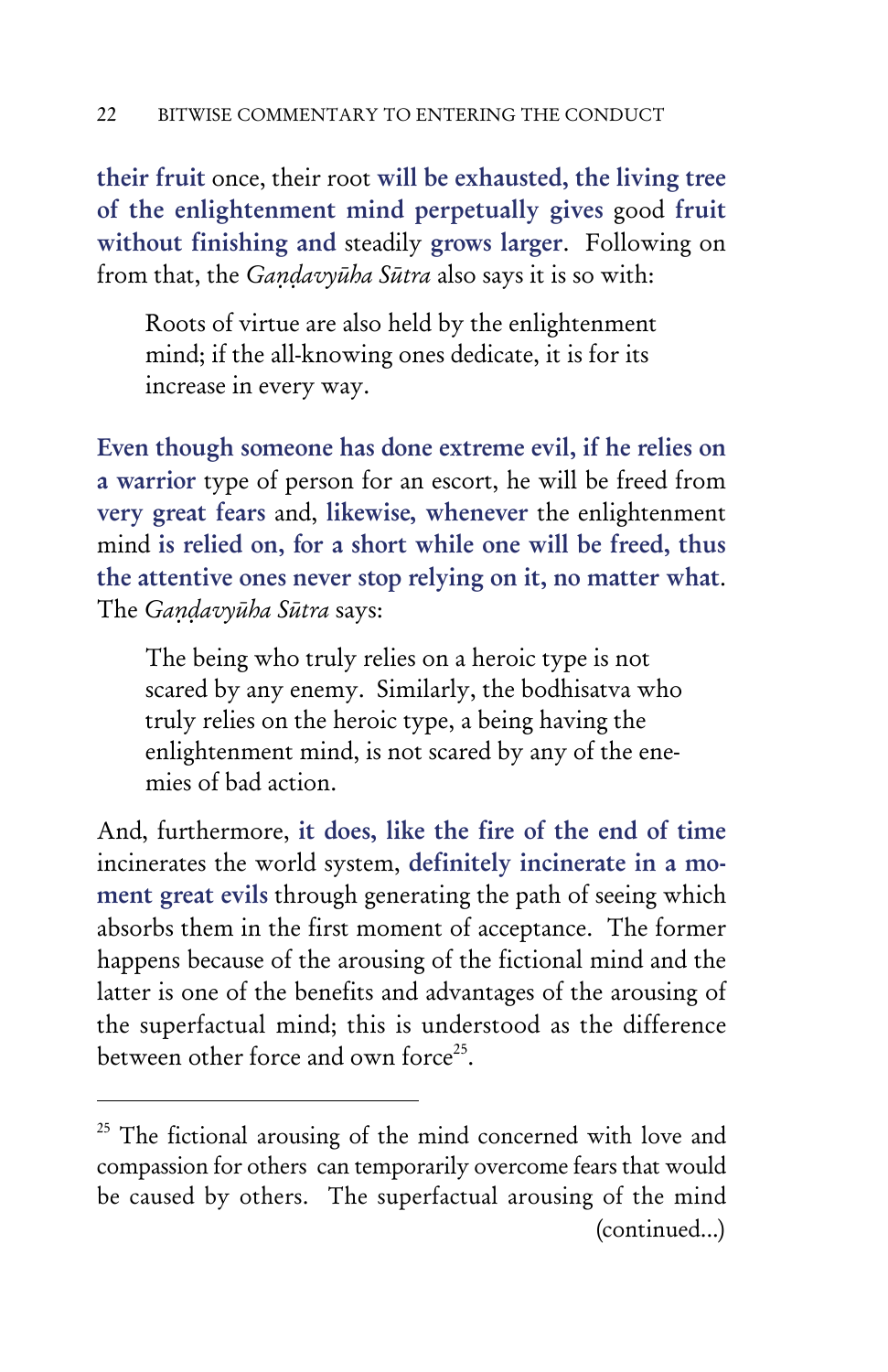**their fruit** once, their root **will be exhausted, the living tree of the enlightenment mind perpetually gives** good **fruit without finishing and** steadily **grows larger**. Following on from that, the *Gaṇḍavyūha Sūtra* also says it is so with:

> Roots of virtue are also held by the enlightenment mind; if the all-knowing ones dedicate, it is for its increase in every way.

**Even though someone has done extreme evil, if he relies on a warrior** type of person for an escort, he will be freed from **very great fears** and, **likewise, whenever** the enlightenment mind **is relied on, for a short while one will be freed, thus the attentive ones never stop relying on it, no matter what**. The *Gaṇḍavyūha Sūtra* says:

> The being who truly relies on a heroic type is not scared by any enemy. Similarly, the bodhisatva who truly relies on the heroic type, a being having the enlightenment mind, is not scared by any of the enemies of bad action.

And, furthermore, **it does, like the fire of the end of time** incinerates the world system, **definitely incinerate in a moment great evils** through generating the path of seeing which absorbs them in the first moment of acceptance. The former happens because of the arousing of the fictional mind and the latter is one of the benefits and advantages of the arousing of the superfactual mind; this is understood as the difference between other force and own force[25].

---

[25] The fictional arousing of the mind concerned with love and compassion for others can temporarily overcome fears that would be caused by others. The superfactual arousing of the mind (continued...)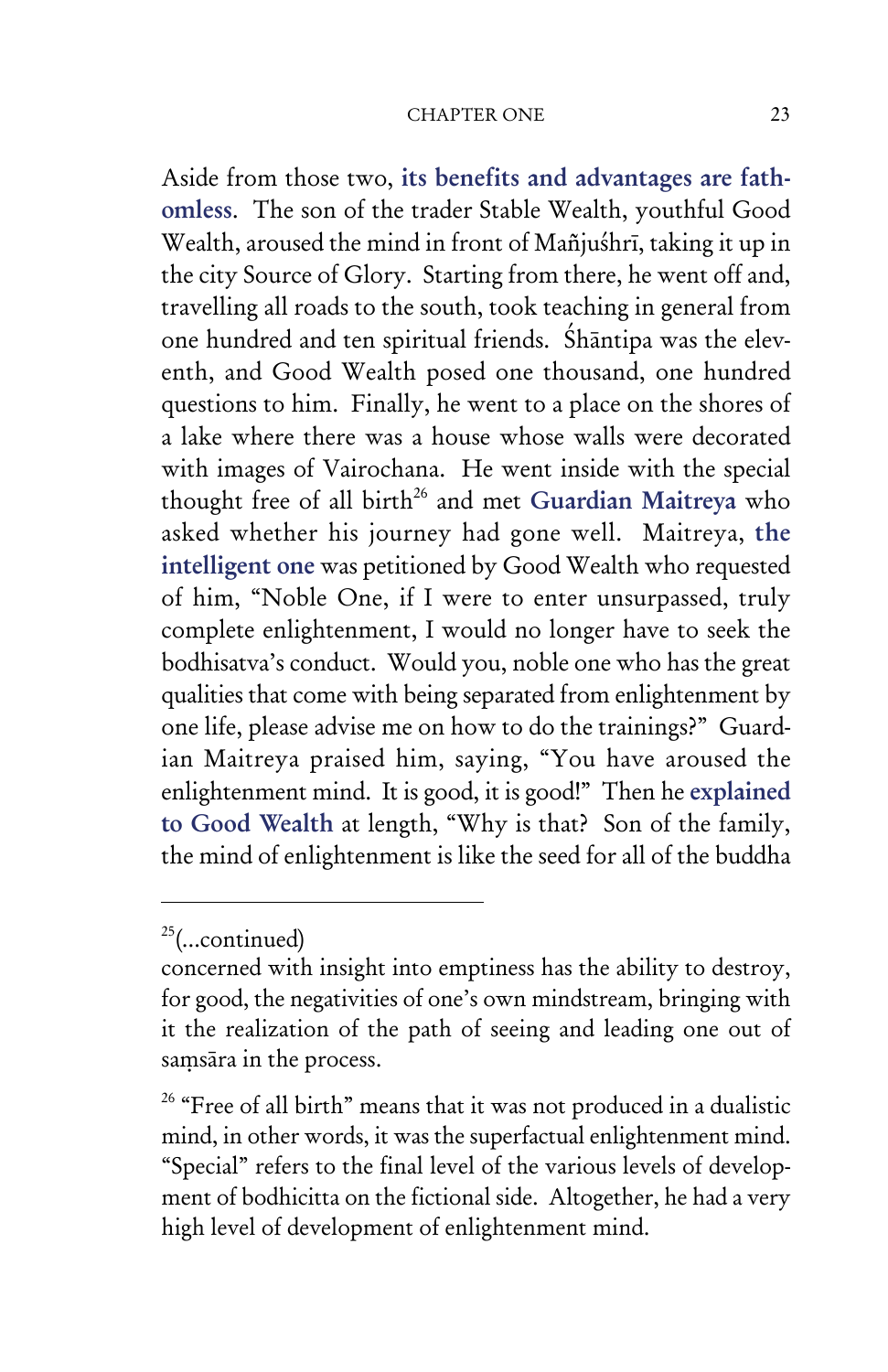Aside from those two, **its benefits and advantages are fathomless**. The son of the trader Stable Wealth, youthful Good Wealth, aroused the mind in front of Mañjuśhrī, taking it up in the city Source of Glory. Starting from there, he went off and, travelling all roads to the south, took teaching in general from one hundred and ten spiritual friends. Śhāntipa was the eleventh, and Good Wealth posed one thousand, one hundred questions to him. Finally, he went to a place on the shores of a lake where there was a house whose walls were decorated with images of Vairochana. He went inside with the special thought free of all birth[26] and met **Guardian Maitreya** who asked whether his journey had gone well. Maitreya, **the intelligent one** was petitioned by Good Wealth who requested of him, "Noble One, if I were to enter unsurpassed, truly complete enlightenment, I would no longer have to seek the bodhisatva's conduct. Would you, noble one who has the great qualities that come with being separated from enlightenment by one life, please advise me on how to do the trainings?" Guardian Maitreya praised him, saying, "You have aroused the enlightenment mind. It is good, it is good!" Then he **explained to Good Wealth** at length, "Why is that? Son of the family, the mind of enlightenment is like the seed for all of the buddha

---

[25](...continued)
concerned with insight into emptiness has the ability to destroy, for good, the negativities of one's own mindstream, bringing with it the realization of the path of seeing and leading one out of saṃsāra in the process.

[26] "Free of all birth" means that it was not produced in a dualistic mind, in other words, it was the superfactual enlightenment mind. "Special" refers to the final level of the various levels of development of bodhicitta on the fictional side. Altogether, he had a very high level of development of enlightenment mind.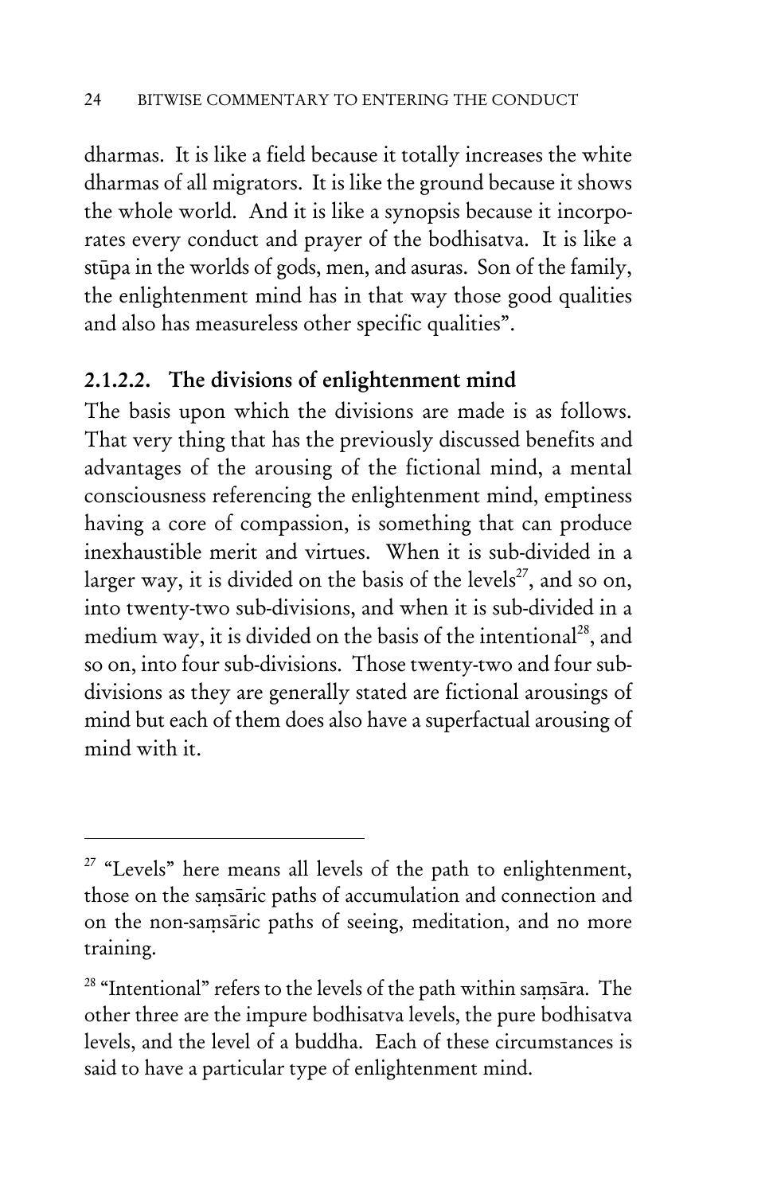dharmas. It is like a field because it totally increases the white dharmas of all migrators. It is like the ground because it shows the whole world. And it is like a synopsis because it incorporates every conduct and prayer of the bodhisatva. It is like a stūpa in the worlds of gods, men, and asuras. Son of the family, the enlightenment mind has in that way those good qualities and also has measureless other specific qualities".

### 2.1.2.2. The divisions of enlightenment mind

The basis upon which the divisions are made is as follows. That very thing that has the previously discussed benefits and advantages of the arousing of the fictional mind, a mental consciousness referencing the enlightenment mind, emptiness having a core of compassion, is something that can produce inexhaustible merit and virtues. When it is sub-divided in a larger way, it is divided on the basis of the levels[27], and so on, into twenty-two sub-divisions, and when it is sub-divided in a medium way, it is divided on the basis of the intentional[28], and so on, into four sub-divisions. Those twenty-two and four sub-divisions as they are generally stated are fictional arousings of mind but each of them does also have a superfactual arousing of mind with it.

---

[27] "Levels" here means all levels of the path to enlightenment, those on the saṃsāric paths of accumulation and connection and on the non-saṃsāric paths of seeing, meditation, and no more training.

[28] "Intentional" refers to the levels of the path within saṃsāra. The other three are the impure bodhisatva levels, the pure bodhisatva levels, and the level of a buddha. Each of these circumstances is said to have a particular type of enlightenment mind.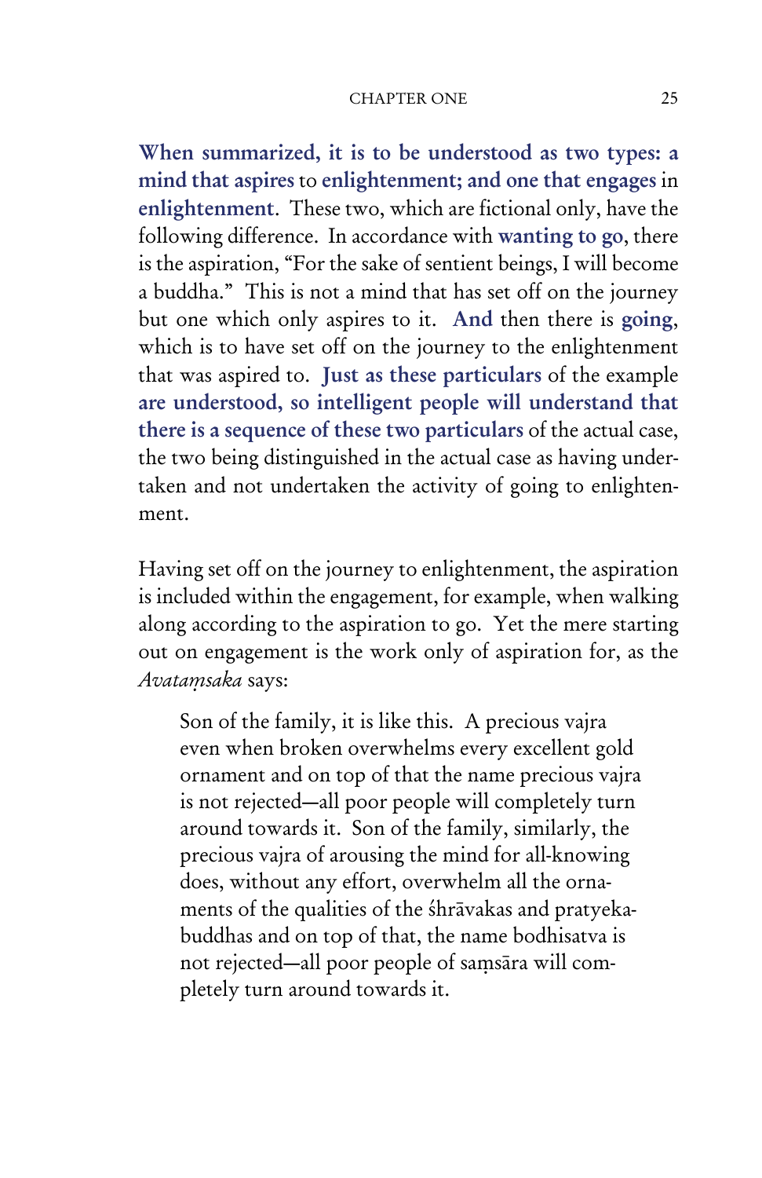**When summarized, it is to be understood as two types: a mind that aspires** to **enlightenment; and one that engages** in **enlightenment**. These two, which are fictional only, have the following difference. In accordance with **wanting to go**, there is the aspiration, "For the sake of sentient beings, I will become a buddha." This is not a mind that has set off on the journey but one which only aspires to it. **And** then there is **going**, which is to have set off on the journey to the enlightenment that was aspired to. **Just as these particulars** of the example **are understood, so intelligent people will understand that there is a sequence of these two particulars** of the actual case, the two being distinguished in the actual case as having undertaken and not undertaken the activity of going to enlightenment.

Having set off on the journey to enlightenment, the aspiration is included within the engagement, for example, when walking along according to the aspiration to go. Yet the mere starting out on engagement is the work only of aspiration for, as the *Avataṃsaka* says:

> Son of the family, it is like this. A precious vajra even when broken overwhelms every excellent gold ornament and on top of that the name precious vajra is not rejected—all poor people will completely turn around towards it. Son of the family, similarly, the precious vajra of arousing the mind for all-knowing does, without any effort, overwhelm all the ornaments of the qualities of the śhrāvakas and pratyekabuddhas and on top of that, the name bodhisatva is not rejected—all poor people of saṃsāra will completely turn around towards it.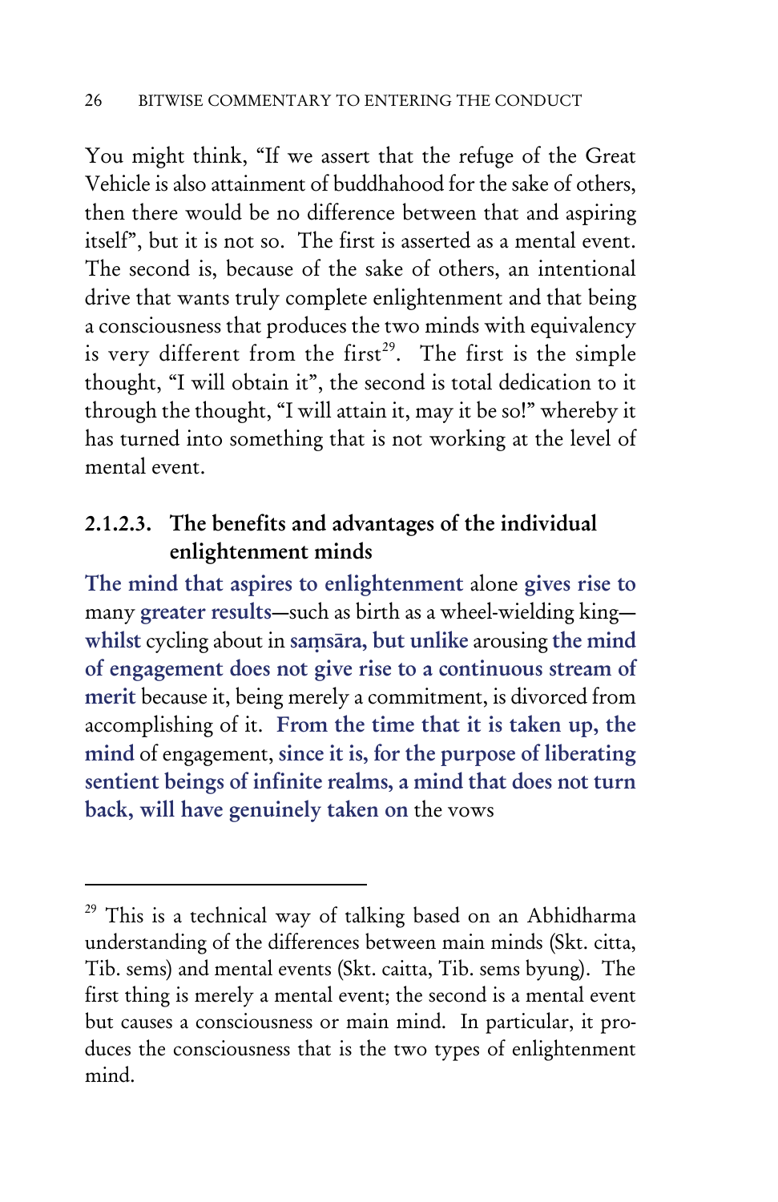You might think, "If we assert that the refuge of the Great Vehicle is also attainment of buddhahood for the sake of others, then there would be no difference between that and aspiring itself", but it is not so. The first is asserted as a mental event. The second is, because of the sake of others, an intentional drive that wants truly complete enlightenment and that being a consciousness that produces the two minds with equivalency is very different from the first[29]. The first is the simple thought, "I will obtain it", the second is total dedication to it through the thought, "I will attain it, may it be so!" whereby it has turned into something that is not working at the level of mental event.

### 2.1.2.3. The benefits and advantages of the individual enlightenment minds

**The mind that aspires to enlightenment** alone **gives rise to** many **greater results**—such as birth as a wheel-wielding king—**whilst** cycling about in **saṃsāra, but unlike** arousing **the mind of engagement does not give rise to a continuous stream of merit** because it, being merely a commitment, is divorced from accomplishing of it. **From the time that it is taken up, the mind** of engagement, **since it is, for the purpose of liberating sentient beings of infinite realms, a mind that does not turn back, will have genuinely taken on** the vows

---

[29] This is a technical way of talking based on an Abhidharma understanding of the differences between main minds (Skt. citta, Tib. sems) and mental events (Skt. caitta, Tib. sems byung). The first thing is merely a mental event; the second is a mental event but causes a consciousness or main mind. In particular, it produces the consciousness that is the two types of enlightenment mind.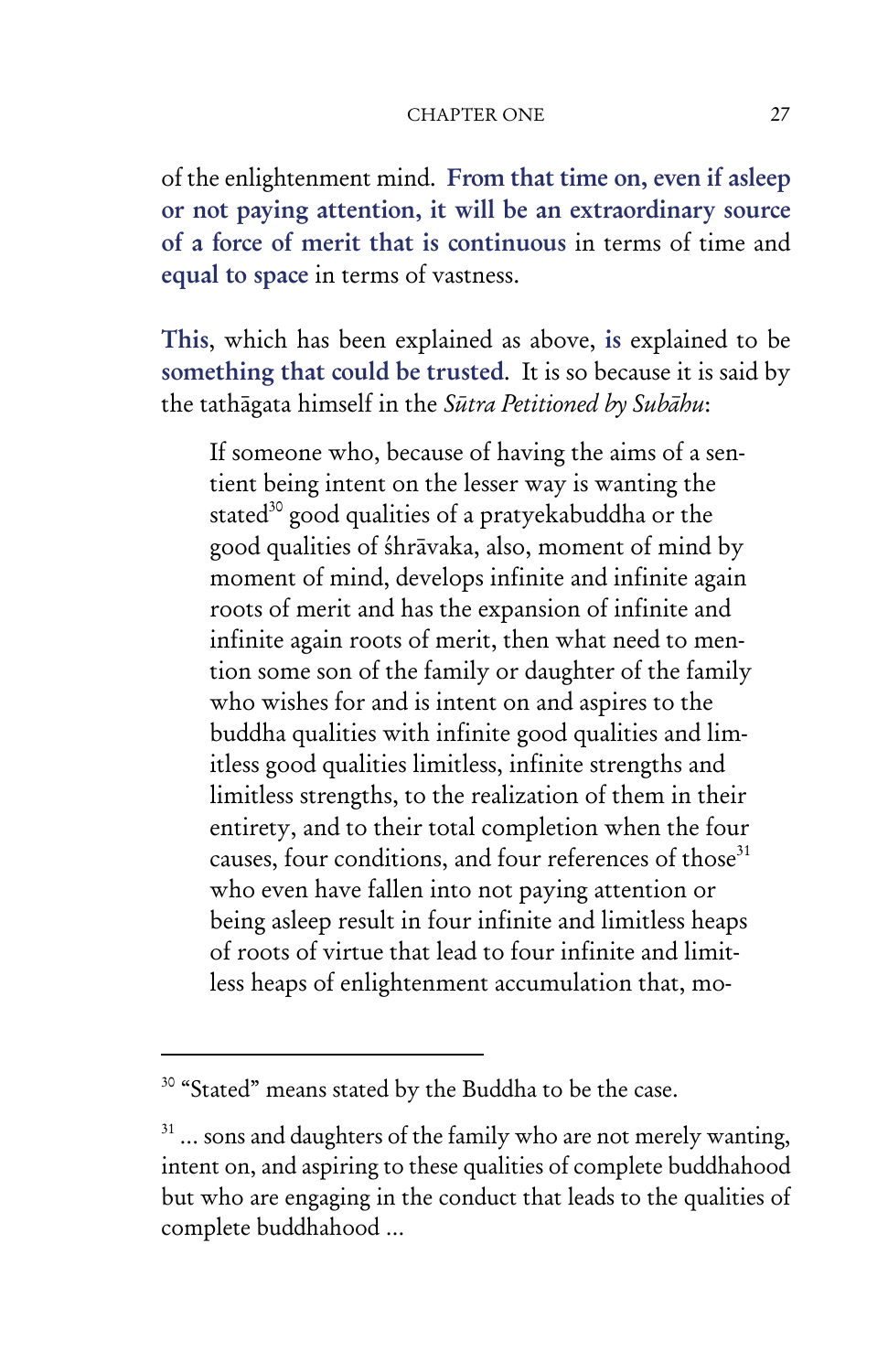of the enlightenment mind. **From that time on, even if asleep or not paying attention, it will be an extraordinary source of a force of merit that is continuous** in terms of time and **equal to space** in terms of vastness.

**This**, which has been explained as above, **is** explained to be **something that could be trusted**. It is so because it is said by the tathāgata himself in the *Sūtra Petitioned by Subāhu*:

> If someone who, because of having the aims of a sentient being intent on the lesser way is wanting the stated[30] good qualities of a pratyekabuddha or the good qualities of shrāvaka, also, moment of mind by moment of mind, develops infinite and infinite again roots of merit and has the expansion of infinite and infinite again roots of merit, then what need to mention some son of the family or daughter of the family who wishes for and is intent on and aspires to the buddha qualities with infinite good qualities and limitless good qualities limitless, infinite strengths and limitless strengths, to the realization of them in their entirety, and to their total completion when the four causes, four conditions, and four references of those[31] who even have fallen into not paying attention or being asleep result in four infinite and limitless heaps of roots of virtue that lead to four infinite and limitless heaps of enlightenment accumulation that, mo-

---

[30] "Stated" means stated by the Buddha to be the case.

[31] ... sons and daughters of the family who are not merely wanting, intent on, and aspiring to these qualities of complete buddhahood but who are engaging in the conduct that leads to the qualities of complete buddhahood ...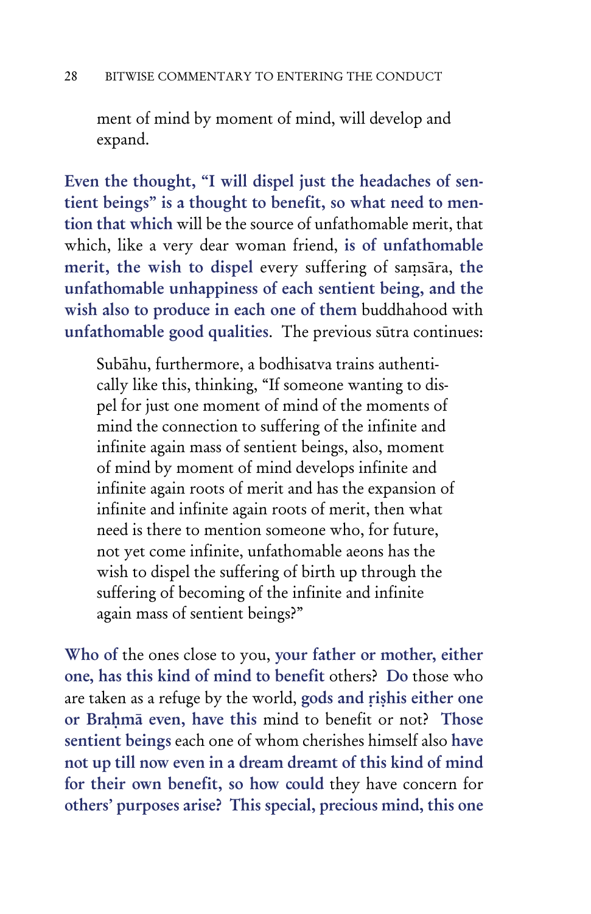ment of mind by moment of mind, will develop and expand.

**Even the thought, "I will dispel just the headaches of sentient beings" is a thought to benefit, so what need to mention that which** will be the source of unfathomable merit, that which, like a very dear woman friend, **is of unfathomable merit, the wish to dispel** every suffering of saṃsāra, **the unfathomable unhappiness of each sentient being, and the wish also to produce in each one of them** buddhahood with **unfathomable good qualities**. The previous sūtra continues:

> Subāhu, furthermore, a bodhisatva trains authentically like this, thinking, "If someone wanting to dispel for just one moment of mind of the moments of mind the connection to suffering of the infinite and infinite again mass of sentient beings, also, moment of mind by moment of mind develops infinite and infinite again roots of merit and has the expansion of infinite and infinite again roots of merit, then what need is there to mention someone who, for future, not yet come infinite, unfathomable aeons has the wish to dispel the suffering of birth up through the suffering of becoming of the infinite and infinite again mass of sentient beings?"

**Who of** the ones close to you, **your father or mother, either one, has this kind of mind to benefit** others? **Do** those who are taken as a refuge by the world, **gods and ṛiṣhis either one or Brahmā even, have this** mind to benefit or not? **Those sentient beings** each one of whom cherishes himself also **have not up till now even in a dream dreamt of this kind of mind for their own benefit, so how could** they have concern for **others' purposes arise? This special, precious mind, this one**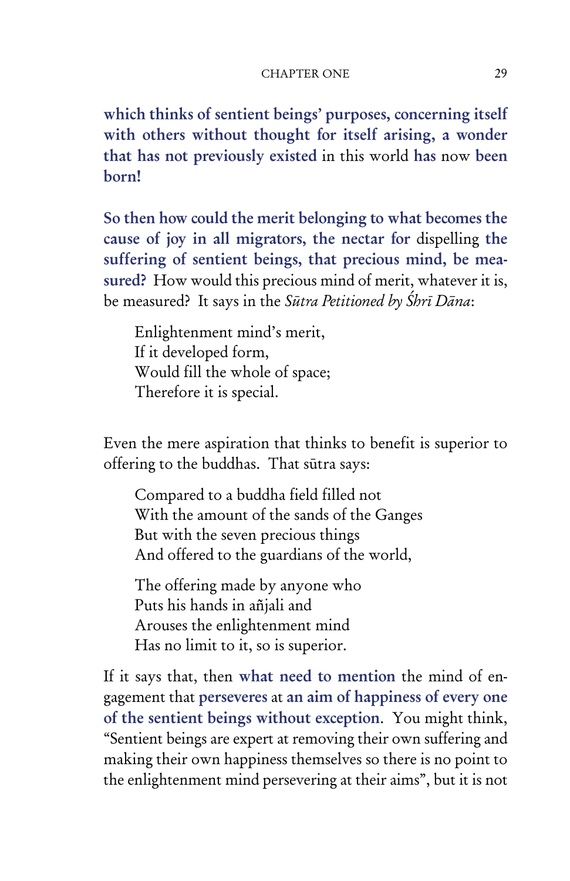**which thinks of sentient beings' purposes, concerning itself with others without thought for itself arising, a wonder that has not previously existed** in this world **has** now **been born!**

**So then how could the merit belonging to what becomes the cause of joy in all migrators, the nectar for** dispelling **the suffering of sentient beings, that precious mind, be measured?** How would this precious mind of merit, whatever it is, be measured? It says in the *Sūtra Petitioned by Śhrī Dāna*:

> Enlightenment mind's merit,
> If it developed form,
> Would fill the whole of space;
> Therefore it is special.

Even the mere aspiration that thinks to benefit is superior to offering to the buddhas. That sūtra says:

> Compared to a buddha field filled not
> With the amount of the sands of the Ganges
> But with the seven precious things
> And offered to the guardians of the world,
>
> The offering made by anyone who
> Puts his hands in añjali and
> Arouses the enlightenment mind
> Has no limit to it, so is superior.

If it says that, then **what need to mention** the mind of engagement that **perseveres** at **an aim of happiness of every one of the sentient beings without exception**. You might think, "Sentient beings are expert at removing their own suffering and making their own happiness themselves so there is no point to the enlightenment mind persevering at their aims", but it is not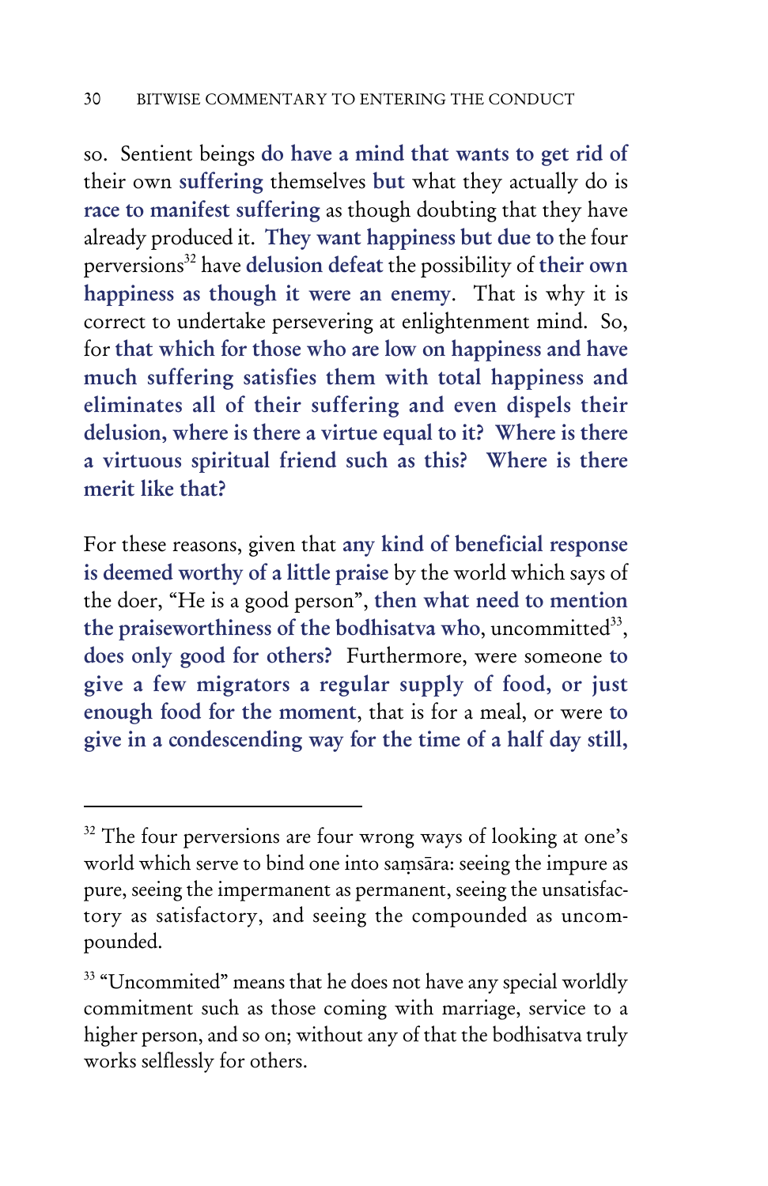so. Sentient beings **do have a mind that wants to get rid of** their own **suffering** themselves **but** what they actually do is **race to manifest suffering** as though doubting that they have already produced it. **They want happiness but due to** the four perversions[32] have **delusion defeat** the possibility of **their own happiness as though it were an enemy**. That is why it is correct to undertake persevering at enlightenment mind. So, for **that which for those who are low on happiness and have much suffering satisfies them with total happiness and eliminates all of their suffering and even dispels their delusion, where is there a virtue equal to it? Where is there a virtuous spiritual friend such as this? Where is there merit like that?**

For these reasons, given that **any kind of beneficial response is deemed worthy of a little praise** by the world which says of the doer, "He is a good person", **then what need to mention the praiseworthiness of the bodhisatva who**, uncommitted[33], **does only good for others?** Furthermore, were someone **to give a few migrators a regular supply of food, or just enough food for the moment**, that is for a meal, or were **to give in a condescending way for the time of a half day still,**

---

[32] The four perversions are four wrong ways of looking at one's world which serve to bind one into saṃsāra: seeing the impure as pure, seeing the impermanent as permanent, seeing the unsatisfactory as satisfactory, and seeing the compounded as uncompounded.

[33] "Uncommited" means that he does not have any special worldly commitment such as those coming with marriage, service to a higher person, and so on; without any of that the bodhisatva truly works selflessly for others.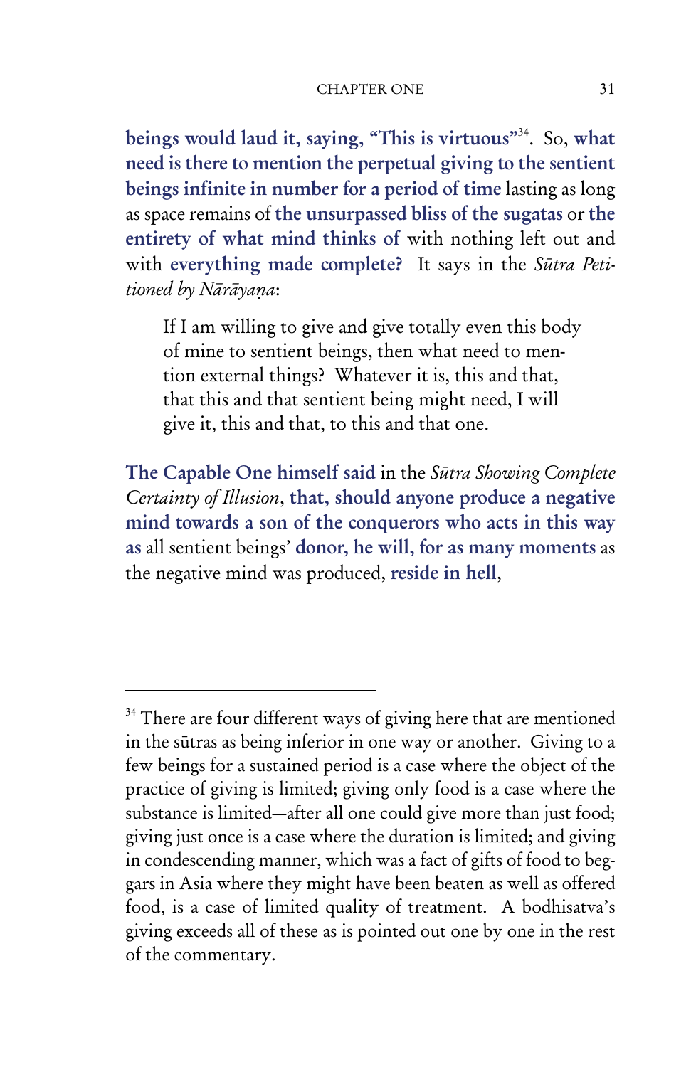**beings would laud it, saying, "This is virtuous"**[34]. So, **what need is there to mention the perpetual giving to the sentient beings infinite in number for a period of time** lasting as long as space remains of **the unsurpassed bliss of the sugatas** or **the entirety of what mind thinks of** with nothing left out and with **everything made complete?** It says in the *Sūtra Petitioned by Nārāyaṇa*:

> If I am willing to give and give totally even this body of mine to sentient beings, then what need to mention external things? Whatever it is, this and that, that this and that sentient being might need, I will give it, this and that, to this and that one.

**The Capable One himself said** in the *Sūtra Showing Complete Certainty of Illusion*, **that, should anyone produce a negative mind towards a son of the conquerors who acts in this way as** all sentient beings' **donor, he will, for as many moments** as the negative mind was produced, **reside in hell**,

---

[34] There are four different ways of giving here that are mentioned in the sūtras as being inferior in one way or another. Giving to a few beings for a sustained period is a case where the object of the practice of giving is limited; giving only food is a case where the substance is limited—after all one could give more than just food; giving just once is a case where the duration is limited; and giving in condescending manner, which was a fact of gifts of food to beggars in Asia where they might have been beaten as well as offered food, is a case of limited quality of treatment. A bodhisatva's giving exceeds all of these as is pointed out one by one in the rest of the commentary.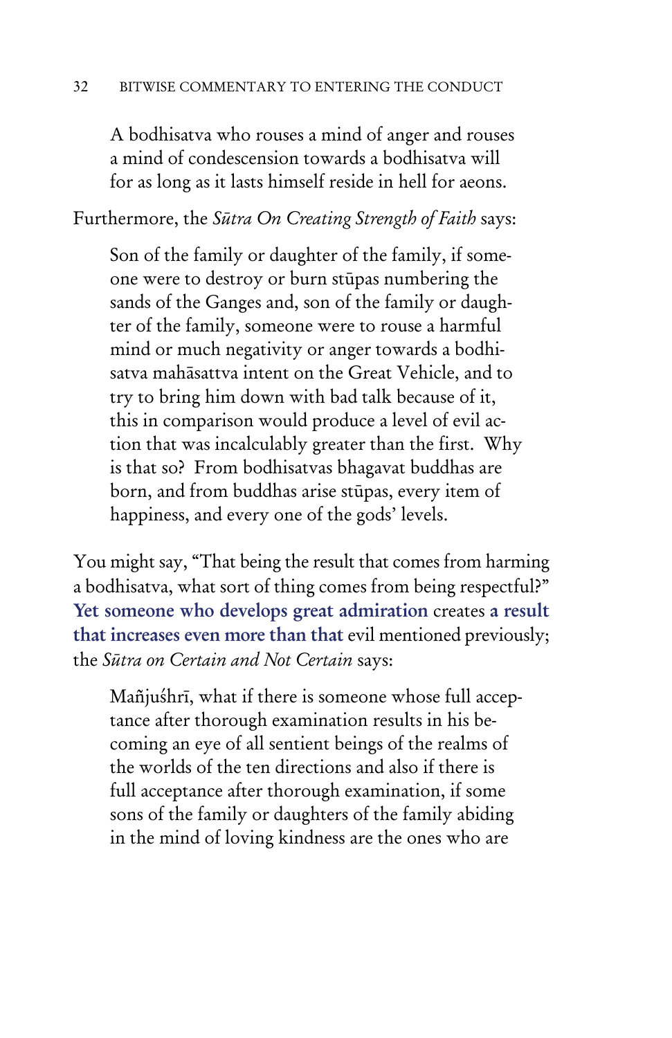> A bodhisatva who rouses a mind of anger and rouses a mind of condescension towards a bodhisatva will for as long as it lasts himself reside in hell for aeons.

Furthermore, the *Sūtra On Creating Strength of Faith* says:

> Son of the family or daughter of the family, if someone were to destroy or burn stūpas numbering the sands of the Ganges and, son of the family or daughter of the family, someone were to rouse a harmful mind or much negativity or anger towards a bodhisatva mahāsattva intent on the Great Vehicle, and to try to bring him down with bad talk because of it, this in comparison would produce a level of evil action that was incalculably greater than the first. Why is that so? From bodhisatvas bhagavat buddhas are born, and from buddhas arise stūpas, every item of happiness, and every one of the gods' levels.

You might say, "That being the result that comes from harming a bodhisatva, what sort of thing comes from being respectful?" **Yet someone who develops great admiration** creates **a result that increases even more than that** evil mentioned previously; the *Sūtra on Certain and Not Certain* says:

> Mañjuśhrī, what if there is someone whose full acceptance after thorough examination results in his becoming an eye of all sentient beings of the realms of the worlds of the ten directions and also if there is full acceptance after thorough examination, if some sons of the family or daughters of the family abiding in the mind of loving kindness are the ones who are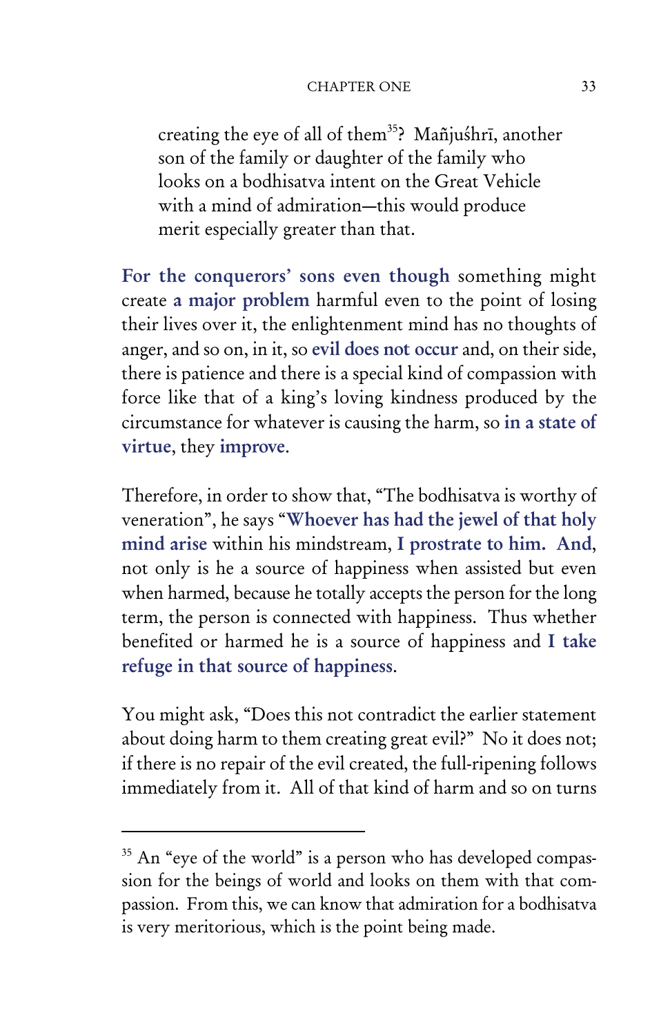> creating the eye of all of them[35]? Mañjuśhrī, another son of the family or daughter of the family who looks on a bodhisatva intent on the Great Vehicle with a mind of admiration—this would produce merit especially greater than that.

**For the conquerors' sons even though** something might create **a major problem** harmful even to the point of losing their lives over it, the enlightenment mind has no thoughts of anger, and so on, in it, so **evil does not occur** and, on their side, there is patience and there is a special kind of compassion with force like that of a king's loving kindness produced by the circumstance for whatever is causing the harm, so **in a state of virtue**, they **improve**.

Therefore, in order to show that, "The bodhisatva is worthy of veneration", he says "**Whoever has had the jewel of that holy mind arise** within his mindstream, **I prostrate to him. And**, not only is he a source of happiness when assisted but even when harmed, because he totally accepts the person for the long term, the person is connected with happiness. Thus whether benefited or harmed he is a source of happiness and **I take refuge in that source of happiness**.

You might ask, "Does this not contradict the earlier statement about doing harm to them creating great evil?" No it does not; if there is no repair of the evil created, the full-ripening follows immediately from it. All of that kind of harm and so on turns

---

[35] An "eye of the world" is a person who has developed compassion for the beings of world and looks on them with that compassion. From this, we can know that admiration for a bodhisatva is very meritorious, which is the point being made.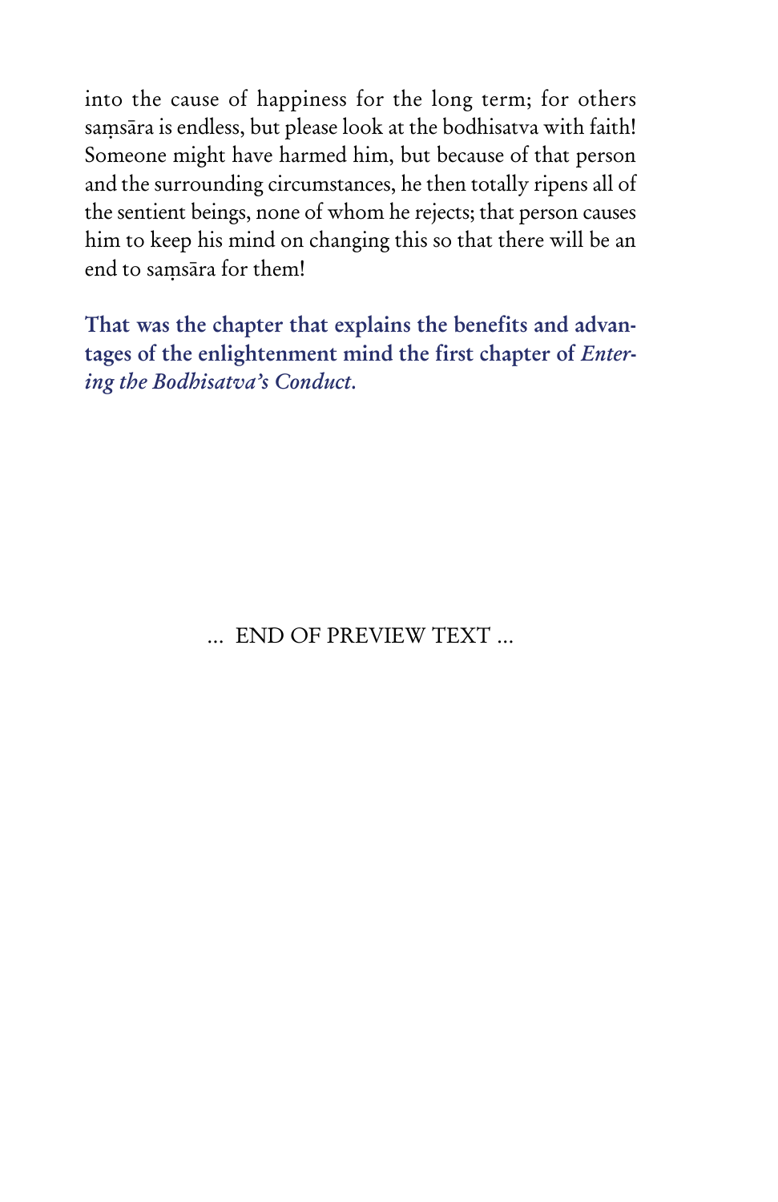into the cause of happiness for the long term; for others saṃsāra is endless, but please look at the bodhisatva with faith! Someone might have harmed him, but because of that person and the surrounding circumstances, he then totally ripens all of the sentient beings, none of whom he rejects; that person causes him to keep his mind on changing this so that there will be an end to saṃsāra for them!

**That was the chapter that explains the benefits and advantages of the enlightenment mind the first chapter of *Entering the Bodhisatva's Conduct.***

... END OF PREVIEW TEXT ...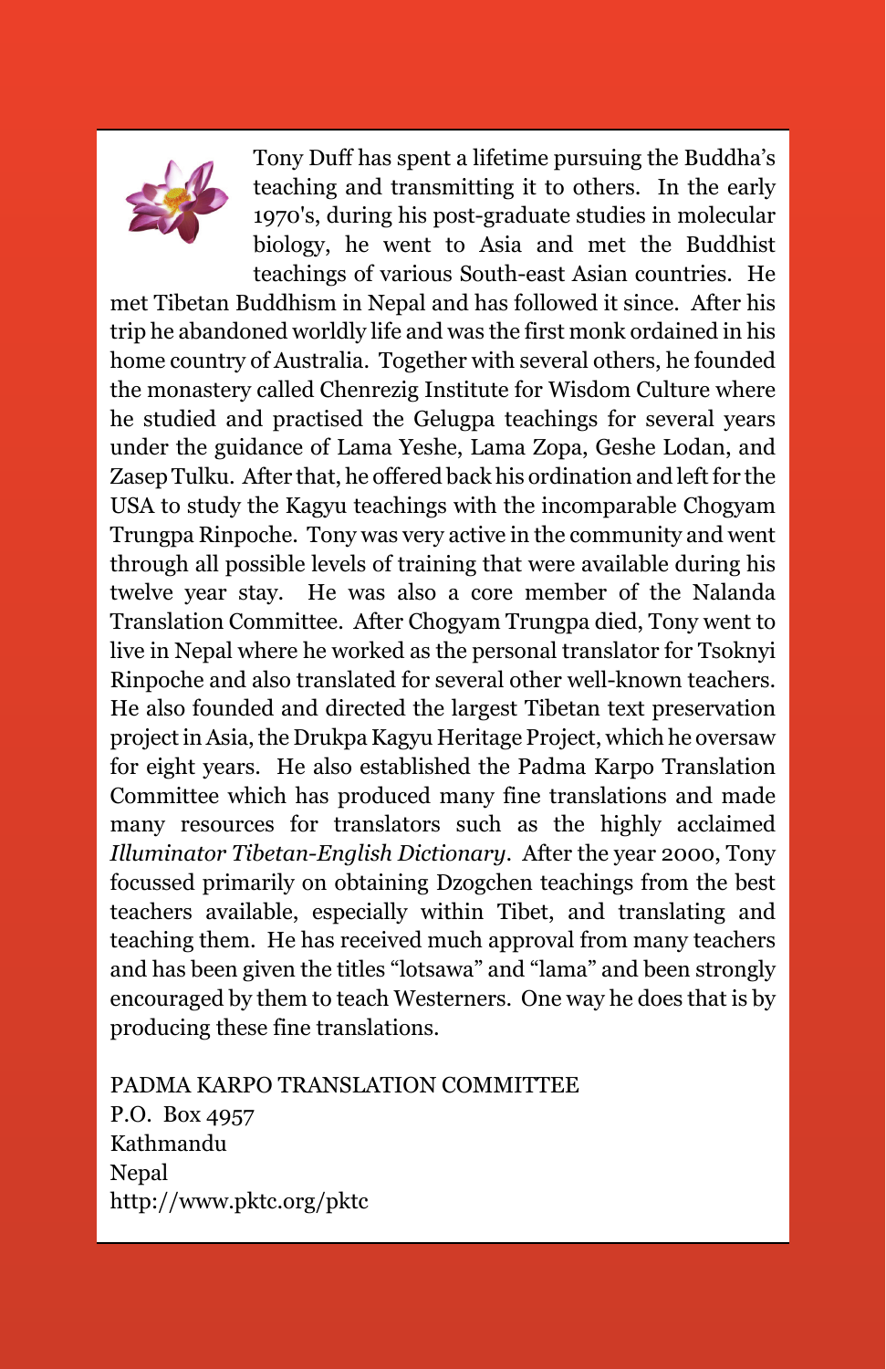Tony Duff has spent a lifetime pursuing the Buddha's teaching and transmitting it to others. In the early 1970's, during his post-graduate studies in molecular biology, he went to Asia and met the Buddhist teachings of various South-east Asian countries. He met Tibetan Buddhism in Nepal and has followed it since. After his trip he abandoned worldly life and was the first monk ordained in his home country of Australia. Together with several others, he founded the monastery called Chenrezig Institute for Wisdom Culture where he studied and practised the Gelugpa teachings for several years under the guidance of Lama Yeshe, Lama Zopa, Geshe Lodan, and Zasep Tulku. After that, he offered back his ordination and left for the USA to study the Kagyu teachings with the incomparable Chogyam Trungpa Rinpoche. Tony was very active in the community and went through all possible levels of training that were available during his twelve year stay. He was also a core member of the Nalanda Translation Committee. After Chogyam Trungpa died, Tony went to live in Nepal where he worked as the personal translator for Tsoknyi Rinpoche and also translated for several other well-known teachers. He also founded and directed the largest Tibetan text preservation project in Asia, the Drukpa Kagyu Heritage Project, which he oversaw for eight years. He also established the Padma Karpo Translation Committee which has produced many fine translations and made many resources for translators such as the highly acclaimed *Illuminator Tibetan-English Dictionary*. After the year 2000, Tony focussed primarily on obtaining Dzogchen teachings from the best teachers available, especially within Tibet, and translating and teaching them. He has received much approval from many teachers and has been given the titles "lotsawa" and "lama" and been strongly encouraged by them to teach Westerners. One way he does that is by producing these fine translations.

PADMA KARPO TRANSLATION COMMITTEE
P.O. Box 4957
Kathmandu
Nepal
http://www.pktc.org/pktc